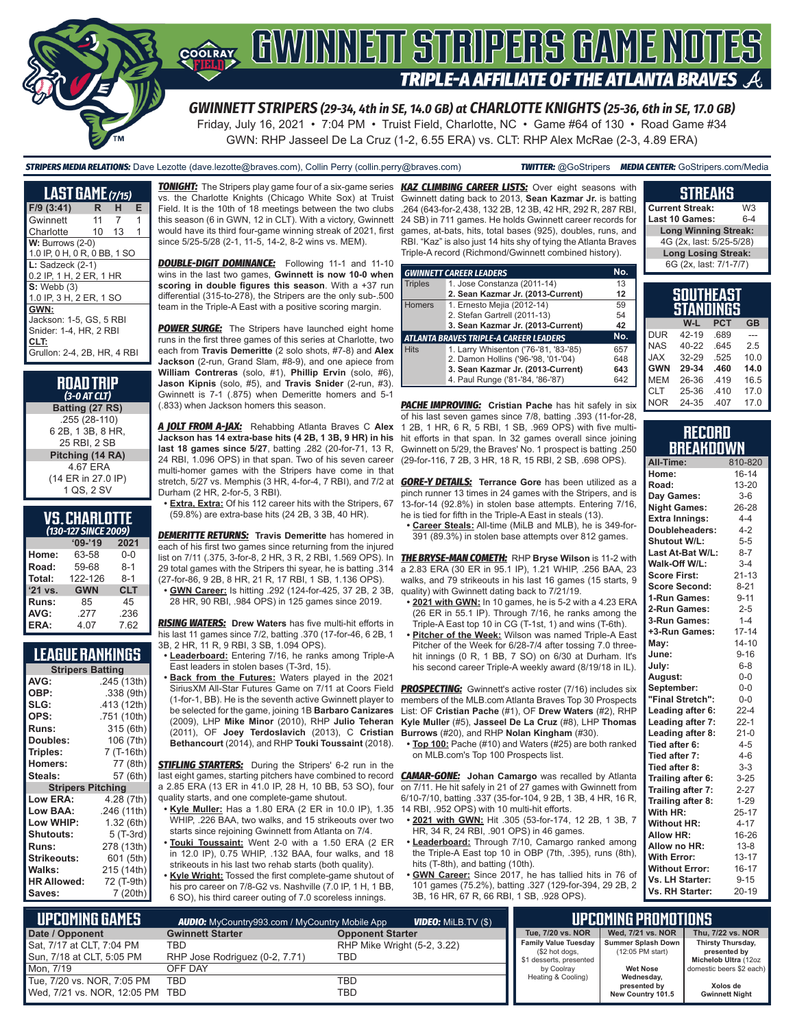# GWINNETT STRIPERS GAME NOTES

## TRIPLE-A AFFILIATE OF THE ATLANTA BRAVES

### GWINNETT STRIPERS (29-34, 4th in SE, 14.0 GB) at CHARLOTTE KNIGHTS (25-36, 6th in SE, 17.0 GB)

Friday, July 16, 2021 • 7:04 PM • Truist Field, Charlotte, NC • Game #64 of 130 • Road Game #34

GWN: RHP Jasseel De La Cruz (1-2, 6.55 ERA) vs. CLT: RHP Alex McRae (2-3, 4.89 ERA)

**STRIPERS MEDIA RELATIONS:** Dave Lezotte (dave.lezotte@braves.com), Collin Perry (collin.perry@braves.com) **TWITTER:** @GoStripers **MEDIA CENTER:** GoStripers.com/Media

## LAST GAME (7/15)

| F/9 (3:41) | R | H | E |
|---|---|---|---|
| Gwinnett | 11 | 7 | 1 |
| Charlotte | 10 | 13 | 1 |

**W:** Burrows (2-0)
1.0 IP, 0 H, 0 R, 0 BB, 1 SO

**L:** Sadzeck (2-1)
0.2 IP, 1 H, 2 ER, 1 HR

**S:** Webb (3)
1.0 IP, 3 H, 2 ER, 1 SO

**GWN:**
Jackson: 1-5, GS, 5 RBI
Snider: 1-4, HR, 2 RBI

**CLT:**
Grullon: 2-4, 2B, HR, 4 RBI

## ROAD TRIP (3-0 AT CLT)

**Batting (27 RS)**
.255 (28-110)
6 2B, 1 3B, 8 HR,
25 RBI, 2 SB

**Pitching (14 RA)**
4.67 ERA
(14 ER in 27.0 IP)
1 QS, 2 SV

## VS. CHARLOTTE (130-127 SINCE 2009)

| | '09-'19 | 2021 |
|---|---|---|
| Home: | 63-58 | 0-0 |
| Road: | 59-68 | 8-1 |
| Total: | 122-126 | 8-1 |
| '21 vs. | GWN | CLT |
| Runs: | 85 | 45 |
| AVG: | .277 | .236 |
| ERA: | 4.07 | 7.62 |

## LEAGUE RANKINGS

| Stripers Batting | |
|---|---|
| AVG: | .245 (13th) |
| OBP: | .338 (9th) |
| SLG: | .413 (12th) |
| OPS: | .751 (10th) |
| Runs: | 315 (6th) |
| Doubles: | 106 (7th) |
| Triples: | 7 (T-16th) |
| Homers: | 77 (8th) |
| Steals: | 57 (6th) |

| Stripers Pitching | |
|---|---|
| Low ERA: | 4.28 (7th) |
| Low BAA: | .246 (11th) |
| Low WHIP: | 1.32 (6th) |
| Shutouts: | 5 (T-3rd) |
| Runs: | 278 (13th) |
| Strikeouts: | 601 (5th) |
| Walks: | 215 (14th) |
| HR Allowed: | 72 (T-9th) |
| Saves: | 7 (20th) |

**TONIGHT:** The Stripers play game four of a six-game series vs. the Charlotte Knights (Chicago White Sox) at Truist Field. It is the 10th of 18 meetings between the two clubs this season (6 in GWN, 12 in CLT). With a victory, Gwinnett would have its third four-game winning streak of 2021, first since 5/25-5/28 (2-1, 11-5, 14-2, 8-2 wins vs. MEM).

**DOUBLE-DIGIT DOMINANCE:** Following 11-1 and 11-10 wins in the last two games, **Gwinnett is now 10-0 when scoring in double figures this season**. With a +37 run differential (315-to-278), the Stripers are the only sub-.500 team in the Triple-A East with a positive scoring margin.

**POWER SURGE:** The Stripers have launched eight home runs in the first three games of this series at Charlotte, two each from **Travis Demeritte** (2 solo shots, #7-8) and **Alex Jackson** (2-run, Grand Slam, #8-9), and one apiece from **William Contreras** (solo, #1), **Phillip Ervin** (solo, #6), **Jason Kipnis** (solo, #5), and **Travis Snider** (2-run, #3). Gwinnett is 7-1 (.875) when Demeritte homers and 5-1 (.833) when Jackson homers this season.

**A JOLT FROM A-JAX:** Rehabbing Atlanta Braves C **Alex Jackson has 14 extra-base hits (4 2B, 1 3B, 9 HR) in his last 18 games since 5/27**, batting .282 (20-for-71, 13 R, 24 RBI, 1.096 OPS) in that span. Two of his seven career multi-homer games with the Stripers have come in that stretch, 5/27 vs. Memphis (3 HR, 4-for-4, 7 RBI), and 7/2 at Durham (2 HR, 2-for-5, 3 RBI).

- **Extra, Extra:** Of his 112 career hits with the Stripers, 67 (59.8%) are extra-base hits (24 2B, 3 3B, 40 HR).

**DEMERITTE RETURNS:** **Travis Demeritte** has homered in each of his first two games since returning from the injured list on 7/11 (.375, 3-for-8, 2 HR, 3 R, 2 RBI, 1.569 OPS). In 29 total games with the Stripers thi syear, he is batting .314 (27-for-86, 9 2B, 8 HR, 21 R, 17 RBI, 1 SB, 1.136 OPS).

- **GWN Career:** Is hitting .292 (124-for-425, 37 2B, 2 3B, 28 HR, 90 RBI, .984 OPS) in 125 games since 2019.

**RISING WATERS:** **Drew Waters** has five multi-hit efforts in his last 11 games since 7/2, batting .370 (17-for-46, 6 2B, 1 3B, 2 HR, 11 R, 9 RBI, 3 SB, 1.094 OPS).

- **Leaderboard:** Entering 7/16, he ranks among Triple-A East leaders in stolen bases (T-3rd, 15).
- **Back from the Futures:** Waters played in the 2021 SiriusXM All-Star Futures Game on 7/11 at Coors Field (1-for-1, BB). He is the seventh active Gwinnett player to be selected for the game, joining 1B **Barbaro Canizares** (2009), LHP **Mike Minor** (2010), RHP **Julio Teheran** (2011), OF **Joey Terdoslavich** (2013), C **Cristian Bethancourt** (2014), and RHP **Touki Toussaint** (2018).

**STIFLING STARTERS:** During the Stripers' 6-2 run in the last eight games, starting pitchers have combined to record a 2.85 ERA (13 ER in 41.0 IP, 28 H, 10 BB, 53 SO), four quality starts, and one complete-game shutout.

- **Kyle Muller:** Has a 1.80 ERA (2 ER in 10.0 IP), 1.35 WHIP, .226 BAA, two walks, and 15 strikeouts over two starts since rejoining Gwinnett from Atlanta on 7/4.
- **Touki Toussaint:** Went 2-0 with a 1.50 ERA (2 ER in 12.0 IP), 0.75 WHIP, .132 BAA, four walks, and 18 strikeouts in his last two rehab starts (both quality).
- **Kyle Wright:** Tossed the first complete-game shutout of his pro career on 7/8-G2 vs. Nashville (7.0 IP, 1 H, 1 BB, 6 SO), his third career outing of 7.0 scoreless innings.

**KAZ CLIMBING CAREER LISTS:** Over eight seasons with Gwinnett dating back to 2013, **Sean Kazmar Jr.** is batting .264 (643-for-2,438, 132 2B, 12 3B, 42 HR, 292 R, 287 RBI, 24 SB) in 711 games. He holds Gwinnett career records for games, at-bats, hits, total bases (925), doubles, runs, and RBI. "Kaz" is also just 14 hits shy of tying the Atlanta Braves Triple-A record (Richmond/Gwinnett combined history).

| GWINNETT CAREER LEADERS | | No. |
|---|---|---|
| Triples | 1. Jose Constanza (2011-14) | 13 |
| | **2. Sean Kazmar Jr. (2013-Current)** | **12** |
| Homers | 1. Ernesto Mejia (2012-14) | 59 |
| | 2. Stefan Gartrell (2011-13) | 54 |
| | **3. Sean Kazmar Jr. (2013-Current)** | **42** |
| **ATLANTA BRAVES TRIPLE-A CAREER LEADERS** | | **No.** |
| Hits | 1. Larry Whisenton ('76-'81, '83-'85) | 657 |
| | 2. Damon Hollins ('96-'98, '01-'04) | 648 |
| | **3. Sean Kazmar Jr. (2013-Current)** | **643** |
| | 4. Paul Runge ('81-'84, '86-'87) | 642 |

**PACHE IMPROVING:** **Cristian Pache** has hit safely in six of his last seven games since 7/8, batting .393 (11-for-28, 1 2B, 1 HR, 6 R, 5 RBI, 1 SB, .969 OPS) with five multi-hit efforts in that span. In 32 games overall since joining Gwinnett on 5/29, the Braves' No. 1 prospect is batting .250 (29-for-116, 7 2B, 3 HR, 18 R, 15 RBI, 2 SB, .698 OPS).

**GORE-Y DETAILS:** **Terrance Gore** has been utilized as a pinch runner 13 times in 24 games with the Stripers, and is 13-for-14 (92.8%) in stolen base attempts. Entering 7/16, he is tied for fifth in the Triple-A East in steals (13).

- **Career Steals:** All-time (MiLB and MLB), he is 349-for-391 (89.3%) in stolen base attempts over 812 games.

**THE BRYSE-MAN COMETH:** RHP **Bryse Wilson** is 11-2 with a 2.83 ERA (30 ER in 95.1 IP), 1.21 WHIP, .256 BAA, 23 walks, and 79 strikeouts in his last 16 games (15 starts, 9 quality) with Gwinnett dating back to 7/21/19.

- **2021 with GWN:** In 10 games, he is 5-2 with a 4.23 ERA (26 ER in 55.1 IP). Through 7/16, he ranks among the Triple-A East top 10 in CG (T-1st, 1) and wins (T-6th).
- **Pitcher of the Week:** Wilson was named Triple-A East Pitcher of the Week for 6/28-7/4 after tossing 7.0 three-hit innings (0 R, 1 BB, 7 SO) on 6/30 at Durham. It's his second career Triple-A weekly award (8/19/18 in IL).

**PROSPECTING:** Gwinnett's active roster (7/16) includes six members of the MLB.com Atlanta Braves Top 30 Prospects List: OF **Cristian Pache** (#1), OF **Drew Waters** (#2), RHP **Kyle Muller** (#5), **Jasseel De La Cruz** (#8), LHP **Thomas Burrows** (#20), and RHP **Nolan Kingham** (#30).

- **Top 100:** Pache (#10) and Waters (#25) are both ranked on MLB.com's Top 100 Prospects list.

**CAMAR-GONE:** **Johan Camargo** was recalled by Atlanta on 7/11. He hit safely in 21 of 27 games with Gwinnett from 6/10-7/10, batting .337 (35-for-104, 9 2B, 1 3B, 4 HR, 16 R, 14 RBI, .952 OPS) with 10 multi-hit efforts.

- **2021 with GWN:** Hit .305 (53-for-174, 12 2B, 1 3B, 7 HR, 34 R, 24 RBI, .901 OPS) in 46 games.
- **Leaderboard:** Through 7/10, Camargo ranked among the Triple-A East top 10 in OBP (7th, .395), runs (8th), hits (T-8th), and batting (10th).
- **GWN Career:** Since 2017, he has tallied hits in 76 of 101 games (75.2%), batting .327 (129-for-394, 29 2B, 2 3B, 16 HR, 67 R, 66 RBI, 1 SB, .928 OPS).

## STREAKS

| | |
|---|---|
| Current Streak: | W3 |
| Last 10 Games: | 6-4 |
| **Long Winning Streak:** | |
| 4G (2x, last: 5/25-5/28) | |
| **Long Losing Streak:** | |
| 6G (2x, last: 7/1-7/7) | |

## SOUTHEAST STANDINGS

| | W-L | PCT | GB |
|---|---|---|---|
| DUR | 42-19 | .689 | --- |
| NAS | 40-22 | .645 | 2.5 |
| JAX | 32-29 | .525 | 10.0 |
| **GWN** | **29-34** | **.460** | **14.0** |
| MEM | 26-36 | .419 | 16.5 |
| CLT | 25-36 | .410 | 17.0 |
| NOR | 24-35 | .407 | 17.0 |

## RECORD BREAKDOWN

| | |
|---|---|
| All-Time: | 810-820 |
| Home: | 16-14 |
| Road: | 13-20 |
| Day Games: | 3-6 |
| Night Games: | 26-28 |
| Extra Innings: | 4-4 |
| Doubleheaders: | 4-2 |
| Shutout W/L: | 5-5 |
| Last At-Bat W/L: | 8-7 |
| Walk-Off W/L: | 3-4 |
| Score First: | 21-13 |
| Score Second: | 8-21 |
| 1-Run Games: | 9-11 |
| 2-Run Games: | 2-5 |
| 3-Run Games: | 1-4 |
| +3-Run Games: | 17-14 |
| May: | 14-10 |
| June: | 9-16 |
| July: | 6-8 |
| August: | 0-0 |
| September: | 0-0 |
| "Final Stretch": | 0-0 |
| Leading after 6: | 22-4 |
| Leading after 7: | 22-1 |
| Leading after 8: | 21-0 |
| Tied after 6: | 4-5 |
| Tied after 7: | 4-6 |
| Tied after 8: | 3-3 |
| Trailing after 6: | 3-25 |
| Trailing after 7: | 2-27 |
| Trailing after 8: | 1-29 |
| With HR: | 25-17 |
| Without HR: | 4-17 |
| Allow HR: | 16-26 |
| Allow no HR: | 13-8 |
| With Error: | 13-17 |
| Without Error: | 16-17 |
| Vs. LH Starter: | 9-15 |
| Vs. RH Starter: | 20-19 |

## UPCOMING GAMES

**AUDIO:** MyCountry993.com / MyCountry Mobile App **VIDEO:** MiLB.TV ($)

| Date / Opponent | Gwinnett Starter | Opponent Starter |
|---|---|---|
| Sat, 7/17 at CLT, 7:04 PM | TBD | RHP Mike Wright (5-2, 3.22) |
| Sun, 7/18 at CLT, 5:05 PM | RHP Jose Rodriguez (0-2, 7.71) | TBD |
| Mon, 7/19 | OFF DAY | |
| Tue, 7/20 vs. NOR, 7:05 PM | TBD | TBD |
| Wed, 7/21 vs. NOR, 12:05 PM | TBD | TBD |

## UPCOMING PROMOTIONS

| Tue, 7/20 vs. NOR | Wed, 7/21 vs. NOR | Thu, 7/22 vs. NOR |
|---|---|---|
| **Family Value Tuesday** ($2 hot dogs, $1 desserts, presented by Coolray Heating & Cooling) | **Summer Splash Down** (12:05 PM start) **Wet Nose Wednesday,** presented by **New Country 101.5** | **Thirsty Thursday,** presented by **Michelob Ultra** (12oz domestic beers $2 each) **Xolos de Gwinnett Night** |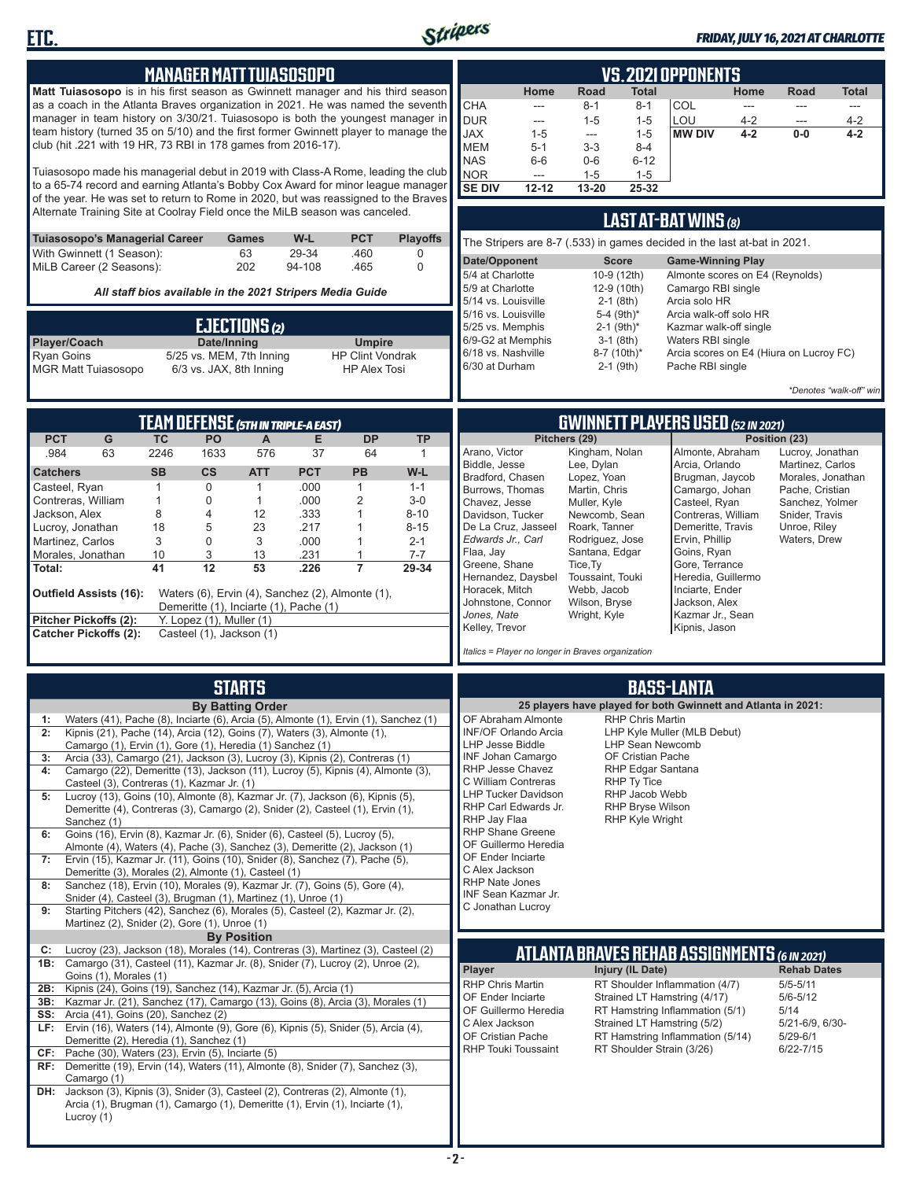## MANAGER MATT TUIASOSOPO

**Matt Tuiasosopo** is in his first season as Gwinnett manager and his third season as a coach in the Atlanta Braves organization in 2021. He was named the seventh manager in team history on 3/30/21. Tuiasosopo is both the youngest manager in team history (turned 35 on 5/10) and the first former Gwinnett player to manage the club (hit .221 with 19 HR, 73 RBI in 178 games from 2016-17).

Tuiasosopo made his managerial debut in 2019 with Class-A Rome, leading the club to a 65-74 record and earning Atlanta's Bobby Cox Award for minor league manager of the year. He was set to return to Rome in 2020, but was reassigned to the Braves Alternate Training Site at Coolray Field once the MiLB season was canceled.

| Tuiasosopo's Managerial Career | Games | W-L | PCT | Playoffs |
|---|---|---|---|---|
| With Gwinnett (1 Season): | 63 | 29-34 | .460 | 0 |
| MiLB Career (2 Seasons): | 202 | 94-108 | .465 | 0 |

*All staff bios available in the 2021 Stripers Media Guide*

## EJECTIONS (2)

| Player/Coach | Date/Inning | Umpire |
|---|---|---|
| Ryan Goins | 5/25 vs. MEM, 7th Inning | HP Clint Vondrak |
| MGR Matt Tuiasosopo | 6/3 vs. JAX, 8th Inning | HP Alex Tosi |

## TEAM DEFENSE (5TH IN TRIPLE-A EAST)

| PCT | G | TC | PO | A | E | DP | TP |
|---|---|---|---|---|---|---|---|
| .984 | 63 | 2246 | 1633 | 576 | 37 | 64 | 1 |

| Catchers | SB | CS | ATT | PCT | PB | W-L |
|---|---|---|---|---|---|---|
| Casteel, Ryan | 1 | 0 | 1 | .000 | 1 | 1-1 |
| Contreras, William | 1 | 0 | 1 | .000 | 2 | 3-0 |
| Jackson, Alex | 8 | 4 | 12 | .333 | 1 | 8-10 |
| Lucroy, Jonathan | 18 | 5 | 23 | .217 | 1 | 8-15 |
| Martinez, Carlos | 3 | 0 | 3 | .000 | 1 | 2-1 |
| Morales, Jonathan | 10 | 3 | 13 | .231 | 1 | 7-7 |
| **Total:** | **41** | **12** | **53** | **.226** | **7** | **29-34** |

**Outfield Assists (16):** Waters (6), Ervin (4), Sanchez (2), Almonte (1), Demeritte (1), Inciarte (1), Pache (1)
**Pitcher Pickoffs (2):** Y. Lopez (1), Muller (1)
**Catcher Pickoffs (2):** Casteel (1), Jackson (1)

## STARTS

**By Batting Order**

- **1:** Waters (41), Pache (8), Inciarte (6), Arcia (5), Almonte (1), Ervin (1), Sanchez (1)
- **2:** Kipnis (21), Pache (14), Arcia (12), Goins (7), Waters (3), Almonte (1), Camargo (1), Ervin (1), Gore (1), Heredia (1) Sanchez (1)
- **3:** Arcia (33), Camargo (21), Jackson (3), Lucroy (3), Kipnis (2), Contreras (1)
- **4:** Camargo (22), Demeritte (13), Jackson (11), Lucroy (5), Kipnis (4), Almonte (3), Casteel (3), Contreras (1), Kazmar Jr. (1)
- **5:** Lucroy (13), Goins (10), Almonte (8), Kazmar Jr. (7), Jackson (6), Kipnis (5), Demeritte (4), Contreras (3), Camargo (2), Snider (2), Casteel (1), Ervin (1), Sanchez (1)
- **6:** Goins (16), Ervin (8), Kazmar Jr. (6), Snider (6), Casteel (5), Lucroy (5), Almonte (4), Waters (4), Pache (3), Sanchez (3), Demeritte (2), Jackson (1)
- **7:** Ervin (15), Kazmar Jr. (11), Goins (10), Snider (8), Sanchez (7), Pache (5), Demeritte (3), Morales (2), Almonte (1), Casteel (1)
- **8:** Sanchez (18), Ervin (10), Morales (9), Kazmar Jr. (7), Goins (5), Gore (4), Snider (4), Casteel (3), Brugman (1), Martinez (1), Unroe (1)
- **9:** Starting Pitchers (42), Sanchez (6), Morales (5), Casteel (2), Kazmar Jr. (2), Martinez (2), Snider (2), Gore (1), Unroe (1)

**By Position**

- **C:** Lucroy (23), Jackson (18), Morales (14), Contreras (3), Martinez (3), Casteel (2)
- **1B:** Camargo (31), Casteel (11), Kazmar Jr. (8), Snider (7), Lucroy (2), Unroe (2), Goins (1), Morales (1)
- **2B:** Kipnis (24), Goins (19), Sanchez (14), Kazmar Jr. (5), Arcia (1)
- **3B:** Kazmar Jr. (21), Sanchez (17), Camargo (13), Goins (8), Arcia (3), Morales (1)
- **SS:** Arcia (41), Goins (20), Sanchez (2)
- **LF:** Ervin (16), Waters (14), Almonte (9), Gore (6), Kipnis (5), Snider (5), Arcia (4), Demeritte (2), Heredia (1), Sanchez (1)
- **CF:** Pache (30), Waters (23), Ervin (5), Inciarte (5)
- **RF:** Demeritte (19), Ervin (14), Waters (11), Almonte (8), Snider (7), Sanchez (3), Camargo (1)
- **DH:** Jackson (3), Kipnis (3), Snider (3), Casteel (2), Contreras (2), Almonte (1), Arcia (1), Brugman (1), Camargo (1), Demeritte (1), Ervin (1), Inciarte (1), Lucroy (1)

## VS. 2021 OPPONENTS

| | Home | Road | Total | | Home | Road | Total |
|---|---|---|---|---|---|---|---|
| CHA | --- | 8-1 | 8-1 | COL | --- | --- | --- |
| DUR | --- | 1-5 | 1-5 | LOU | 4-2 | --- | 4-2 |
| JAX | 1-5 | --- | 1-5 | **MW DIV** | **4-2** | **0-0** | **4-2** |
| MEM | 5-1 | 3-3 | 8-4 | | | | |
| NAS | 6-6 | 0-6 | 6-12 | | | | |
| NOR | --- | 1-5 | 1-5 | | | | |
| **SE DIV** | **12-12** | **13-20** | **25-32** | | | | |

## LAST AT-BAT WINS (8)

The Stripers are 8-7 (.533) in games decided in the last at-bat in 2021.

| Date/Opponent | Score | Game-Winning Play |
|---|---|---|
| 5/4 at Charlotte | 10-9 (12th) | Almonte scores on E4 (Reynolds) |
| 5/9 at Charlotte | 12-9 (10th) | Camargo RBI single |
| 5/14 vs. Louisville | 2-1 (8th) | Arcia solo HR |
| 5/16 vs. Louisville | 5-4 (9th)* | Arcia walk-off solo HR |
| 5/25 vs. Memphis | 2-1 (9th)* | Kazmar walk-off single |
| 6/9-G2 at Memphis | 3-1 (8th) | Waters RBI single |
| 6/18 vs. Nashville | 8-7 (10th)* | Arcia scores on E4 (Hiura on Lucroy FC) |
| 6/30 at Durham | 2-1 (9th) | Pache RBI single |

*\*Denotes "walk-off" win*

## GWINNETT PLAYERS USED (52 IN 2021)

**Pitchers (29)**

Arano, Victor; Biddle, Jesse; Bradford, Chasen; Burrows, Thomas; Chavez, Jesse; Davidson, Tucker; De La Cruz, Jasseel; *Edwards Jr., Carl*; Flaa, Jay; Greene, Shane; Hernandez, Daysbel; Horacek, Mitch; Johnstone, Connor; *Jones, Nate*; Kelley, Trevor; Kingham, Nolan; Lee, Dylan; Lopez, Yoan; Martin, Chris; Muller, Kyle; Newcomb, Sean; Roark, Tanner; Rodriguez, Jose; Santana, Edgar; Tice, Ty; Toussaint, Touki; Webb, Jacob; Wilson, Bryse; Wright, Kyle

**Position (23)**

Almonte, Abraham; Arcia, Orlando; Brugman, Jaycob; Camargo, Johan; Casteel, Ryan; Contreras, William; Demeritte, Travis; Ervin, Phillip; Goins, Ryan; Gore, Terrance; Heredia, Guillermo; Inciarte, Ender; Jackson, Alex; Kazmar Jr., Sean; Kipnis, Jason; Lucroy, Jonathan; Martinez, Carlos; Morales, Jonathan; Pache, Cristian; Sanchez, Yolmer; Snider, Travis; Unroe, Riley; Waters, Drew

*Italics = Player no longer in Braves organization*

## BASS-LANTA

**25 players have played for both Gwinnett and Atlanta in 2021:**

- OF Abraham Almonte
- INF/OF Orlando Arcia
- LHP Jesse Biddle
- INF Johan Camargo
- RHP Jesse Chavez
- C William Contreras
- LHP Tucker Davidson
- RHP Carl Edwards Jr.
- RHP Jay Flaa
- RHP Shane Greene
- OF Guillermo Heredia
- OF Ender Inciarte
- C Alex Jackson
- RHP Nate Jones
- INF Sean Kazmar Jr.
- C Jonathan Lucroy
- RHP Chris Martin
- LHP Kyle Muller (MLB Debut)
- LHP Sean Newcomb
- OF Cristian Pache
- RHP Edgar Santana
- RHP Ty Tice
- RHP Jacob Webb
- RHP Bryse Wilson
- RHP Kyle Wright

## ATLANTA BRAVES REHAB ASSIGNMENTS (6 IN 2021)

| Player | Injury (IL Date) | Rehab Dates |
|---|---|---|
| RHP Chris Martin | RT Shoulder Inflammation (4/7) | 5/5-5/11 |
| OF Ender Inciarte | Strained LT Hamstring (4/17) | 5/6-5/12 |
| OF Guillermo Heredia | RT Hamstring Inflammation (5/1) | 5/14 |
| C Alex Jackson | Strained LT Hamstring (5/2) | 5/21-6/9, 6/30- |
| OF Cristian Pache | RT Hamstring Inflammation (5/14) | 5/29-6/1 |
| RHP Touki Toussaint | RT Shoulder Strain (3/26) | 6/22-7/15 |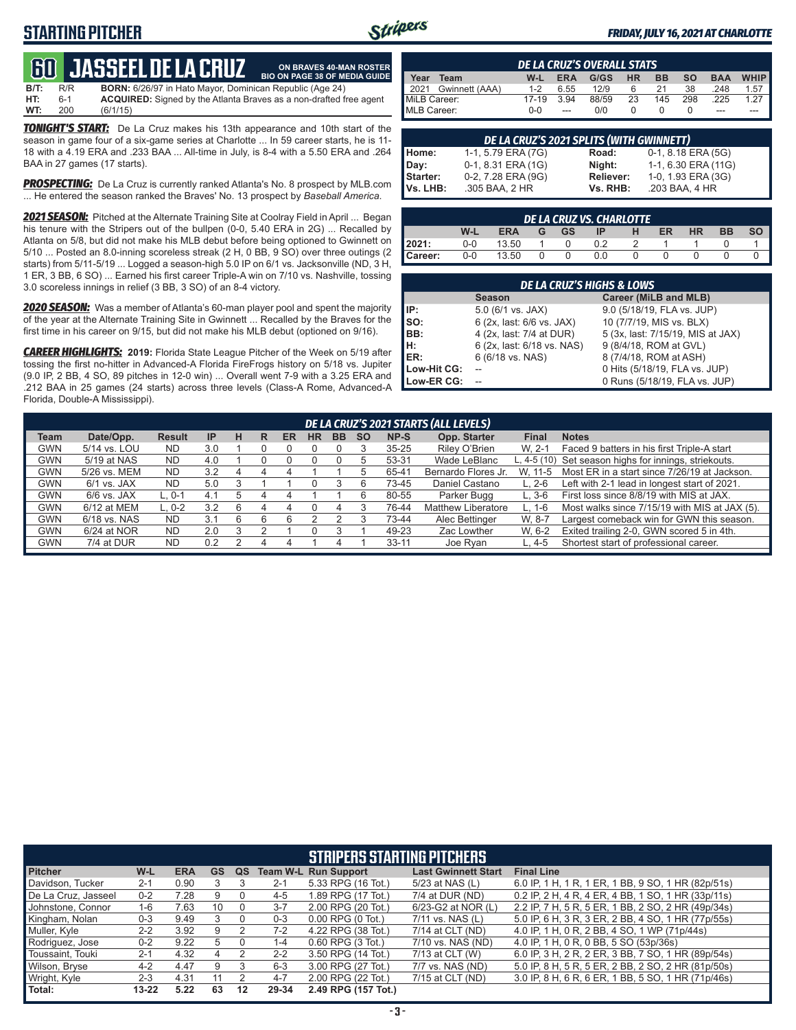## STARTING PITCHER

**FRIDAY, JULY 16, 2021 AT CHARLOTTE**

# 60 JASSEEL DE LA CRUZ

**ON BRAVES 40-MAN ROSTER**
**BIO ON PAGE 38 OF MEDIA GUIDE**

**B/T:** R/R **BORN:** 6/26/97 in Hato Mayor, Dominican Republic (Age 24)
**HT:** 6-1 **ACQUIRED:** Signed by the Atlanta Braves as a non-drafted free agent
**WT:** 200 (6/1/15)

***TONIGHT'S START:*** De La Cruz makes his 13th appearance and 10th start of the season in game four of a six-game series at Charlotte ... In 59 career starts, he is 11-18 with a 4.19 ERA and .233 BAA ... All-time in July, is 8-4 with a 5.50 ERA and .264 BAA in 27 games (17 starts).

***PROSPECTING:*** De La Cruz is currently ranked Atlanta's No. 8 prospect by MLB.com ... He entered the season ranked the Braves' No. 13 prospect by *Baseball America*.

***2021 SEASON:*** Pitched at the Alternate Training Site at Coolray Field in April ... Began his tenure with the Stripers out of the bullpen (0-0, 5.40 ERA in 2G) ... Recalled by Atlanta on 5/8, but did not make his MLB debut before being optioned to Gwinnett on 5/10 ... Posted an 8.0-inning scoreless streak (2 H, 0 BB, 9 SO) over three outings (2 starts) from 5/11-5/19 ... Logged a season-high 5.0 IP on 6/1 vs. Jacksonville (ND, 3 H, 1 ER, 3 BB, 6 SO) ... Earned his first career Triple-A win on 7/10 vs. Nashville, tossing 3.0 scoreless innings in relief (3 BB, 3 SO) of an 8-4 victory.

***2020 SEASON:*** Was a member of Atlanta's 60-man player pool and spent the majority of the year at the Alternate Training Site in Gwinnett ... Recalled by the Braves for the first time in his career on 9/15, but did not make his MLB debut (optioned on 9/16).

***CAREER HIGHLIGHTS:*** **2019:** Florida State League Pitcher of the Week on 5/19 after tossing the first no-hitter in Advanced-A Florida FireFrogs history on 5/18 vs. Jupiter (9.0 IP, 2 BB, 4 SO, 89 pitches in 12-0 win) ... Overall went 7-9 with a 3.25 ERA and .212 BAA in 25 games (24 starts) across three levels (Class-A Rome, Advanced-A Florida, Double-A Mississippi).

### DE LA CRUZ'S OVERALL STATS

| Year | Team | W-L | ERA | G/GS | HR | BB | SO | BAA | WHIP |
|---|---|---|---|---|---|---|---|---|---|
| 2021 | Gwinnett (AAA) | 1-2 | 6.55 | 12/9 | 6 | 21 | 38 | .248 | 1.57 |
| MiLB Career: | | 17-19 | 3.94 | 88/59 | 23 | 145 | 298 | .225 | 1.27 |
| MLB Career: | | 0-0 | --- | 0/0 | 0 | 0 | 0 | --- | --- |

### DE LA CRUZ'S 2021 SPLITS (WITH GWINNETT)

| | | | |
|---|---|---|---|
| Home: | 1-1, 5.79 ERA (7G) | Road: | 0-1, 8.18 ERA (5G) |
| Day: | 0-1, 8.31 ERA (1G) | Night: | 1-1, 6.30 ERA (11G) |
| Starter: | 0-2, 7.28 ERA (9G) | Reliever: | 1-0, 1.93 ERA (3G) |
| Vs. LHB: | .305 BAA, 2 HR | Vs. RHB: | .203 BAA, 4 HR |

### DE LA CRUZ VS. CHARLOTTE

| | W-L | ERA | G | GS | IP | H | ER | HR | BB | SO |
|---|---|---|---|---|---|---|---|---|---|---|
| 2021: | 0-0 | 13.50 | 1 | 0 | 0.2 | 2 | 1 | 1 | 0 | 1 |
| Career: | 0-0 | 13.50 | 0 | 0 | 0.0 | 0 | 0 | 0 | 0 | 0 |

### DE LA CRUZ'S HIGHS & LOWS

| | Season | Career (MiLB and MLB) |
|---|---|---|
| IP: | 5.0 (6/1 vs. JAX) | 9.0 (5/18/19, FLA vs. JUP) |
| SO: | 6 (2x, last: 6/6 vs. JAX) | 10 (7/7/19, MIS vs. BLX) |
| BB: | 4 (2x, last: 7/4 at DUR) | 5 (3x, last: 7/15/19, MIS at JAX) |
| H: | 6 (2x, last: 6/18 vs. NAS) | 9 (8/4/18, ROM at GVL) |
| ER: | 6 (6/18 vs. NAS) | 8 (7/4/18, ROM at ASH) |
| Low-Hit CG: | -- | 0 Hits (5/18/19, FLA vs. JUP) |
| Low-ER CG: | -- | 0 Runs (5/18/19, FLA vs. JUP) |

### DE LA CRUZ'S 2021 STARTS (ALL LEVELS)

| Team | Date/Opp. | Result | IP | H | R | ER | HR | BB | SO | NP-S | Opp. Starter | Final | Notes |
|---|---|---|---|---|---|---|---|---|---|---|---|---|---|
| GWN | 5/14 vs. LOU | ND | 3.0 | 1 | 0 | 0 | 0 | 0 | 3 | 35-25 | Riley O'Brien | W, 2-1 | Faced 9 batters in his first Triple-A start |
| GWN | 5/19 at NAS | ND | 4.0 | 1 | 0 | 0 | 0 | 0 | 5 | 53-31 | Wade LeBlanc | L, 4-5 (10) | Set season highs for innings, striekouts. |
| GWN | 5/26 vs. MEM | ND | 3.2 | 4 | 4 | 4 | 1 | 1 | 5 | 65-41 | Bernardo Flores Jr. | W, 11-5 | Most ER in a start since 7/26/19 at Jackson. |
| GWN | 6/1 vs. JAX | ND | 5.0 | 3 | 1 | 1 | 0 | 3 | 6 | 73-45 | Daniel Castano | L, 2-6 | Left with 2-1 lead in longest start of 2021. |
| GWN | 6/6 vs. JAX | L, 0-1 | 4.1 | 5 | 4 | 4 | 1 | 1 | 6 | 80-55 | Parker Bugg | L, 3-6 | First loss since 8/8/19 with MIS at JAX. |
| GWN | 6/12 at MEM | L, 0-2 | 3.2 | 6 | 4 | 4 | 0 | 4 | 3 | 76-44 | Matthew Liberatore | L, 1-6 | Most walks since 7/15/19 with MIS at JAX (5). |
| GWN | 6/18 vs. NAS | ND | 3.1 | 6 | 6 | 6 | 2 | 2 | 3 | 73-44 | Alec Bettinger | W, 8-7 | Largest comeback win for GWN this season. |
| GWN | 6/24 at NOR | ND | 2.0 | 3 | 2 | 1 | 0 | 3 | 1 | 49-23 | Zac Lowther | W, 6-2 | Exited trailing 2-0, GWN scored 5 in 4th. |
| GWN | 7/4 at DUR | ND | 0.2 | 2 | 4 | 4 | 1 | 4 | 1 | 33-11 | Joe Ryan | L, 4-5 | Shortest start of professional career. |

### STRIPERS STARTING PITCHERS

| Pitcher | W-L | ERA | GS | QS | Team W-L | Run Support | Last Gwinnett Start | Final Line |
|---|---|---|---|---|---|---|---|---|
| Davidson, Tucker | 2-1 | 0.90 | 3 | 3 | 2-1 | 5.33 RPG (16 Tot.) | 5/23 at NAS (L) | 6.0 IP, 1 H, 1 R, 1 ER, 1 BB, 9 SO, 1 HR (82p/51s) |
| De La Cruz, Jasseel | 0-2 | 7.28 | 9 | 0 | 4-5 | 1.89 RPG (17 Tot.) | 7/4 at DUR (ND) | 0.2 IP, 2 H, 4 R, 4 ER, 4 BB, 1 SO, 1 HR (33p/11s) |
| Johnstone, Connor | 1-6 | 7.63 | 10 | 0 | 3-7 | 2.00 RPG (20 Tot.) | 6/23-G2 at NOR (L) | 2.2 IP, 7 H, 5 R, 5 ER, 1 BB, 2 SO, 2 HR (49p/34s) |
| Kingham, Nolan | 0-3 | 9.49 | 3 | 0 | 0-3 | 0.00 RPG (0 Tot.) | 7/11 vs. NAS (L) | 5.0 IP, 6 H, 3 R, 3 ER, 2 BB, 4 SO, 1 HR (77p/55s) |
| Muller, Kyle | 2-2 | 3.92 | 9 | 2 | 7-2 | 4.22 RPG (38 Tot.) | 7/14 at CLT (ND) | 4.0 IP, 1 H, 0 R, 2 BB, 4 SO, 1 WP (71p/44s) |
| Rodriguez, Jose | 0-2 | 9.22 | 5 | 0 | 1-4 | 0.60 RPG (3 Tot.) | 7/10 vs. NAS (ND) | 4.0 IP, 1 H, 0 R, 0 BB, 5 SO (53p/36s) |
| Toussaint, Touki | 2-1 | 4.32 | 4 | 2 | 2-2 | 3.50 RPG (14 Tot.) | 7/13 at CLT (W) | 6.0 IP, 3 H, 2 R, 2 ER, 3 BB, 7 SO, 1 HR (89p/54s) |
| Wilson, Bryse | 4-2 | 4.47 | 9 | 3 | 6-3 | 3.00 RPG (27 Tot.) | 7/7 vs. NAS (ND) | 5.0 IP, 8 H, 5 R, 5 ER, 2 BB, 2 SO, 2 HR (81p/50s) |
| Wright, Kyle | 2-3 | 4.31 | 11 | 2 | 4-7 | 2.00 RPG (22 Tot.) | 7/15 at CLT (ND) | 3.0 IP, 8 H, 6 R, 6 ER, 1 BB, 5 SO, 1 HR (71p/46s) |
| **Total:** | **13-22** | **5.22** | **63** | **12** | **29-34** | **2.49 RPG (157 Tot.)** | | |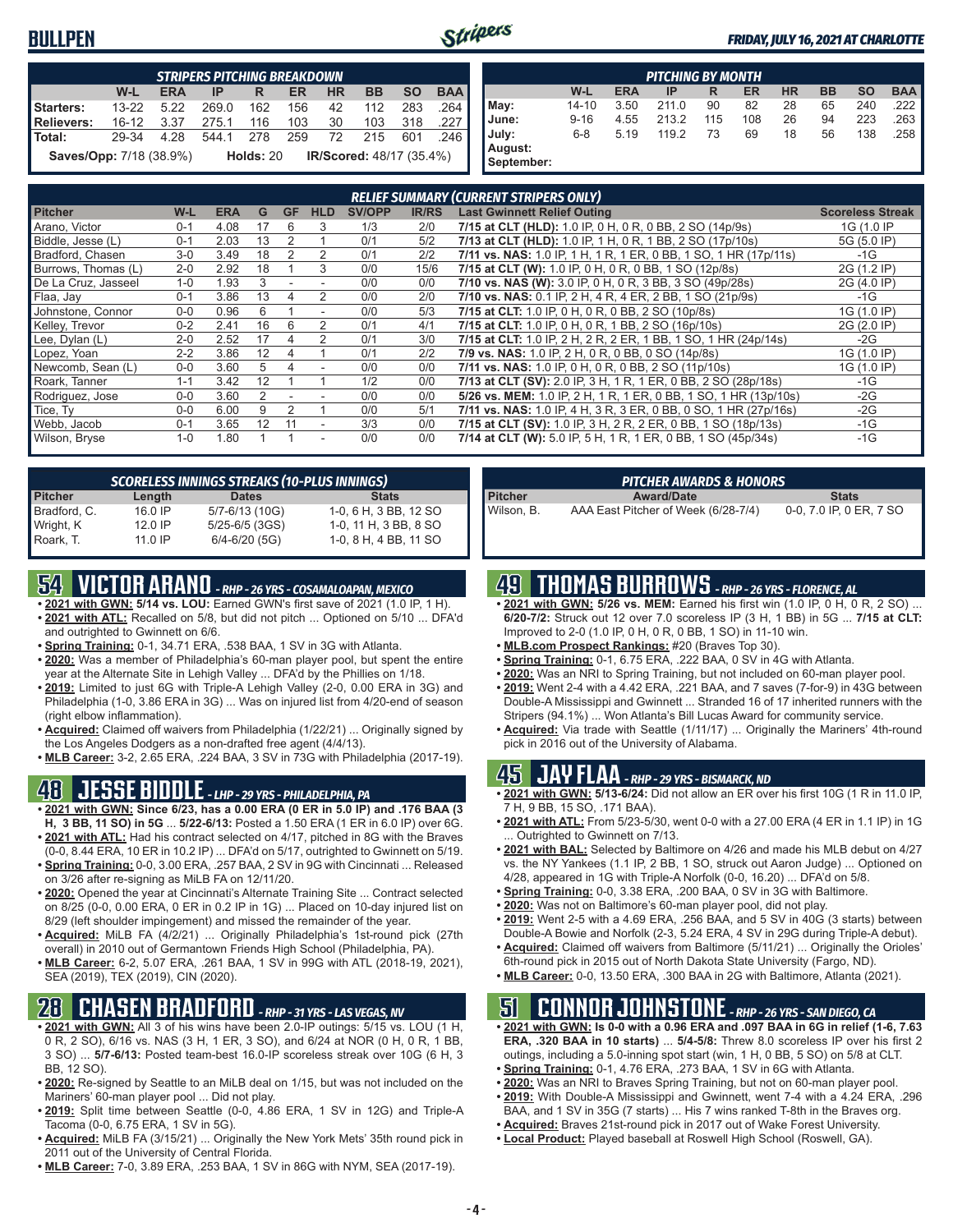# BULLPEN

*FRIDAY, JULY 16, 2021 AT CHARLOTTE*

| STRIPERS PITCHING BREAKDOWN | W-L | ERA | IP | R | ER | HR | BB | SO | BAA |
|---|---|---|---|---|---|---|---|---|---|
| Starters: | 13-22 | 5.22 | 269.0 | 162 | 156 | 42 | 112 | 283 | .264 |
| Relievers: | 16-12 | 3.37 | 275.1 | 116 | 103 | 30 | 103 | 318 | .227 |
| Total: | 29-34 | 4.28 | 544.1 | 278 | 259 | 72 | 215 | 601 | .246 |

**Saves/Opp:** 7/18 (38.9%) **Holds:** 20 **IR/Scored:** 48/17 (35.4%)

| PITCHING BY MONTH | W-L | ERA | IP | R | ER | HR | BB | SO | BAA |
|---|---|---|---|---|---|---|---|---|---|
| May: | 14-10 | 3.50 | 211.0 | 90 | 82 | 28 | 65 | 240 | .222 |
| June: | 9-16 | 4.55 | 213.2 | 115 | 108 | 26 | 94 | 223 | .263 |
| July: | 6-8 | 5.19 | 119.2 | 73 | 69 | 18 | 56 | 138 | .258 |
| August: | | | | | | | | | |
| September: | | | | | | | | | |

### RELIEF SUMMARY (CURRENT STRIPERS ONLY)

| Pitcher | W-L | ERA | G | GF | HLD | SV/OPP | IR/RS | Last Gwinnett Relief Outing | Scoreless Streak |
|---|---|---|---|---|---|---|---|---|---|
| Arano, Victor | 0-1 | 4.08 | 17 | 6 | 3 | 1/3 | 2/0 | 7/15 at CLT (HLD): 1.0 IP, 0 H, 0 R, 0 BB, 2 SO (14p/9s) | 1G (1.0 IP |
| Biddle, Jesse (L) | 0-1 | 2.03 | 13 | 2 | 1 | 0/1 | 5/2 | 7/13 at CLT (HLD): 1.0 IP, 1 H, 0 R, 1 BB, 2 SO (17p/10s) | 5G (5.0 IP) |
| Bradford, Chasen | 3-0 | 3.49 | 18 | 2 | 2 | 0/1 | 2/2 | 7/11 vs. NAS: 1.0 IP, 1 H, 1 R, 1 ER, 0 BB, 1 SO, 1 HR (17p/11s) | -1G |
| Burrows, Thomas (L) | 2-0 | 2.92 | 18 | 1 | 3 | 0/0 | 15/6 | 7/15 at CLT (W): 1.0 IP, 0 H, 0 R, 0 BB, 1 SO (12p/8s) | 2G (1.2 IP) |
| De La Cruz, Jasseel | 1-0 | 1.93 | 3 | - | - | 0/0 | 0/0 | 7/10 vs. NAS (W): 3.0 IP, 0 H, 0 R, 3 BB, 3 SO (49p/28s) | 2G (4.0 IP) |
| Flaa, Jay | 0-1 | 3.86 | 13 | 4 | 2 | 0/0 | 2/0 | 7/10 vs. NAS: 0.1 IP, 2 H, 4 R, 4 ER, 2 BB, 1 SO (21p/9s) | -1G |
| Johnstone, Connor | 0-0 | 0.96 | 6 | 1 | - | 0/0 | 5/3 | 7/15 at CLT: 1.0 IP, 0 H, 0 R, 0 BB, 2 SO (10p/8s) | 1G (1.0 IP) |
| Kelley, Trevor | 0-2 | 2.41 | 16 | 6 | 2 | 0/1 | 4/1 | 7/15 at CLT: 1.0 IP, 0 H, 0 R, 1 BB, 2 SO (16p/10s) | 2G (2.0 IP) |
| Lee, Dylan (L) | 2-0 | 2.52 | 17 | 4 | 2 | 0/1 | 3/0 | 7/15 at CLT: 1.0 IP, 2 H, 2 R, 2 ER, 1 BB, 1 SO, 1 HR (24p/14s) | -2G |
| Lopez, Yoan | 2-2 | 3.86 | 12 | 4 | 1 | 0/1 | 2/2 | 7/9 vs. NAS: 1.0 IP, 2 H, 0 R, 0 BB, 0 SO (14p/8s) | 1G (1.0 IP) |
| Newcomb, Sean (L) | 0-0 | 3.60 | 5 | 4 | - | 0/0 | 0/0 | 7/11 vs. NAS: 1.0 IP, 0 H, 0 R, 0 BB, 2 SO (11p/10s) | 1G (1.0 IP) |
| Roark, Tanner | 1-1 | 3.42 | 12 | 1 | 1 | 1/2 | 0/0 | 7/13 at CLT (SV): 2.0 IP, 3 H, 1 R, 1 ER, 0 BB, 2 SO (28p/18s) | -1G |
| Rodriguez, Jose | 0-0 | 3.60 | 2 | - | - | 0/0 | 0/0 | 5/26 vs. MEM: 1.0 IP, 2 H, 1 R, 1 ER, 0 BB, 1 SO, 1 HR (13p/10s) | -2G |
| Tice, Ty | 0-0 | 6.00 | 9 | 2 | 1 | 0/0 | 5/1 | 7/11 vs. NAS: 1.0 IP, 4 H, 3 R, 3 ER, 0 BB, 0 SO, 1 HR (27p/16s) | -2G |
| Webb, Jacob | 0-1 | 3.65 | 12 | 11 | - | 3/3 | 0/0 | 7/15 at CLT (SV): 1.0 IP, 3 H, 2 R, 2 ER, 0 BB, 1 SO (18p/13s) | -1G |
| Wilson, Bryse | 1-0 | 1.80 | 1 | 1 | - | 0/0 | 0/0 | 7/14 at CLT (W): 5.0 IP, 5 H, 1 R, 1 ER, 0 BB, 1 SO (45p/34s) | -1G |

### SCORELESS INNINGS STREAKS (10-PLUS INNINGS)

| Pitcher | Length | Dates | Stats |
|---|---|---|---|
| Bradford, C. | 16.0 IP | 5/7-6/13 (10G) | 1-0, 6 H, 3 BB, 12 SO |
| Wright, K | 12.0 IP | 5/25-6/5 (3GS) | 1-0, 11 H, 3 BB, 8 SO |
| Roark, T. | 11.0 IP | 6/4-6/20 (5G) | 1-0, 8 H, 4 BB, 11 SO |

### PITCHER AWARDS & HONORS

| Pitcher | Award/Date | Stats |
|---|---|---|
| Wilson, B. | AAA East Pitcher of Week (6/28-7/4) | 0-0, 7.0 IP, 0 ER, 7 SO |

## 54 VICTOR ARANO - RHP - 26 YRS - COSAMALOAPAN, MEXICO

- **2021 with GWN: 5/14 vs. LOU:** Earned GWN's first save of 2021 (1.0 IP, 1 H).
- **2021 with ATL:** Recalled on 5/8, but did not pitch ... Optioned on 5/10 ... DFA'd and outrighted to Gwinnett on 6/6.
- **Spring Training:** 0-1, 34.71 ERA, .538 BAA, 1 SV in 3G with Atlanta.
- **2020:** Was a member of Philadelphia's 60-man player pool, but spent the entire year at the Alternate Site in Lehigh Valley ... DFA'd by the Phillies on 1/18.
- **2019:** Limited to just 6G with Triple-A Lehigh Valley (2-0, 0.00 ERA in 3G) and Philadelphia (1-0, 3.86 ERA in 3G) ... Was on injured list from 4/20-end of season (right elbow inflammation).
- **Acquired:** Claimed off waivers from Philadelphia (1/22/21) ... Originally signed by the Los Angeles Dodgers as a non-drafted free agent (4/4/13).
- **MLB Career:** 3-2, 2.65 ERA, .224 BAA, 3 SV in 73G with Philadelphia (2017-19).

## 48 JESSE BIDDLE - LHP - 29 YRS - PHILADELPHIA, PA

- **2021 with GWN: Since 6/23, has a 0.00 ERA (0 ER in 5.0 IP) and .176 BAA (3 H, 3 BB, 11 SO) in 5G** ... **5/22-6/13:** Posted a 1.50 ERA (1 ER in 6.0 IP) over 6G.
- **2021 with ATL:** Had his contract selected on 4/17, pitched in 8G with the Braves (0-0, 8.44 ERA, 10 ER in 10.2 IP) ... DFA'd on 5/17, outrighted to Gwinnett on 5/19.
- **Spring Training:** 0-0, 3.00 ERA, .257 BAA, 2 SV in 9G with Cincinnati ... Released on 3/26 after re-signing as MiLB FA on 12/11/20.
- **2020:** Opened the year at Cincinnati's Alternate Training Site ... Contract selected on 8/25 (0-0, 0.00 ERA, 0 ER in 0.2 IP in 1G) ... Placed on 10-day injured list on 8/29 (left shoulder impingement) and missed the remainder of the year.
- **Acquired:** MiLB FA (4/2/21) ... Originally Philadelphia's 1st-round pick (27th overall) in 2010 out of Germantown Friends High School (Philadelphia, PA).
- **MLB Career:** 6-2, 5.07 ERA, .261 BAA, 1 SV in 99G with ATL (2018-19, 2021), SEA (2019), TEX (2019), CIN (2020).

## 28 CHASEN BRADFORD - RHP - 31 YRS - LAS VEGAS, NV

- **2021 with GWN:** All 3 of his wins have been 2.0-IP outings: 5/15 vs. LOU (1 H, 0 R, 2 SO), 6/16 vs. NAS (3 H, 1 ER, 3 SO), and 6/24 at NOR (0 H, 0 R, 1 BB, 3 SO) ... **5/7-6/13:** Posted team-best 16.0-IP scoreless streak over 10G (6 H, 3 BB, 12 SO).
- **2020:** Re-signed by Seattle to an MiLB deal on 1/15, but was not included on the Mariners' 60-man player pool ... Did not play.
- **2019:** Split time between Seattle (0-0, 4.86 ERA, 1 SV in 12G) and Triple-A Tacoma (0-0, 6.75 ERA, 1 SV in 5G).
- **Acquired:** MiLB FA (3/15/21) ... Originally the New York Mets' 35th round pick in 2011 out of the University of Central Florida.
- **MLB Career:** 7-0, 3.89 ERA, .253 BAA, 1 SV in 86G with NYM, SEA (2017-19).

## 49 THOMAS BURROWS - RHP - 26 YRS - FLORENCE, AL

- **2021 with GWN: 5/26 vs. MEM:** Earned his first win (1.0 IP, 0 H, 0 R, 2 SO) ... **6/20-7/2:** Struck out 12 over 7.0 scoreless IP (3 H, 1 BB) in 5G ... **7/15 at CLT:** Improved to 2-0 (1.0 IP, 0 H, 0 R, 0 BB, 1 SO) in 11-10 win.
- **MLB.com Prospect Rankings:** #20 (Braves Top 30).
- **Spring Training:** 0-1, 6.75 ERA, .222 BAA, 0 SV in 4G with Atlanta.
- **2020:** Was an NRI to Spring Training, but not included on 60-man player pool.
- **2019:** Went 2-4 with a 4.42 ERA, .221 BAA, and 7 saves (7-for-9) in 43G between Double-A Mississippi and Gwinnett ... Stranded 16 of 17 inherited runners with the Stripers (94.1%) ... Won Atlanta's Bill Lucas Award for community service.
- **Acquired:** Via trade with Seattle (1/11/17) ... Originally the Mariners' 4th-round pick in 2016 out of the University of Alabama.

## 45 JAY FLAA - RHP - 29 YRS - BISMARCK, ND

- **2021 with GWN: 5/13-6/24:** Did not allow an ER over his first 10G (1 R in 11.0 IP, 7 H, 9 BB, 15 SO, .171 BAA).
- **2021 with ATL:** From 5/23-5/30, went 0-0 with a 27.00 ERA (4 ER in 1.1 IP) in 1G ... Outrighted to Gwinnett on 7/13.
- **2021 with BAL:** Selected by Baltimore on 4/26 and made his MLB debut on 4/27 vs. the NY Yankees (1.1 IP, 2 BB, 1 SO, struck out Aaron Judge) ... Optioned on 4/28, appeared in 1G with Triple-A Norfolk (0-0, 16.20) ... DFA'd on 5/8.
- **Spring Training:** 0-0, 3.38 ERA, .200 BAA, 0 SV in 3G with Baltimore.
- **2020:** Was not on Baltimore's 60-man player pool, did not play.
- **2019:** Went 2-5 with a 4.69 ERA, .256 BAA, and 5 SV in 40G (3 starts) between Double-A Bowie and Norfolk (2-3, 5.24 ERA, 4 SV in 29G during Triple-A debut).
- **Acquired:** Claimed off waivers from Baltimore (5/11/21) ... Originally the Orioles' 6th-round pick in 2015 out of North Dakota State University (Fargo, ND).
- **MLB Career:** 0-0, 13.50 ERA, .300 BAA in 2G with Baltimore, Atlanta (2021).

## 51 CONNOR JOHNSTONE - RHP - 26 YRS - SAN DIEGO, CA

- **2021 with GWN: Is 0-0 with a 0.96 ERA and .097 BAA in 6G in relief (1-6, 7.63 ERA, .320 BAA in 10 starts)** ... **5/4-5/8:** Threw 8.0 scoreless IP over his first 2 outings, including a 5.0-inning spot start (win, 1 H, 0 BB, 5 SO) on 5/8 at CLT.
- **Spring Training:** 0-1, 4.76 ERA, .273 BAA, 1 SV in 6G with Atlanta.
- **2020:** Was an NRI to Braves Spring Training, but not on 60-man player pool.
- **2019:** With Double-A Mississippi and Gwinnett, went 7-4 with a 4.24 ERA, .296 BAA, and 1 SV in 35G (7 starts) ... His 7 wins ranked T-8th in the Braves org.
- **Acquired:** Braves 21st-round pick in 2017 out of Wake Forest University.
- **Local Product:** Played baseball at Roswell High School (Roswell, GA).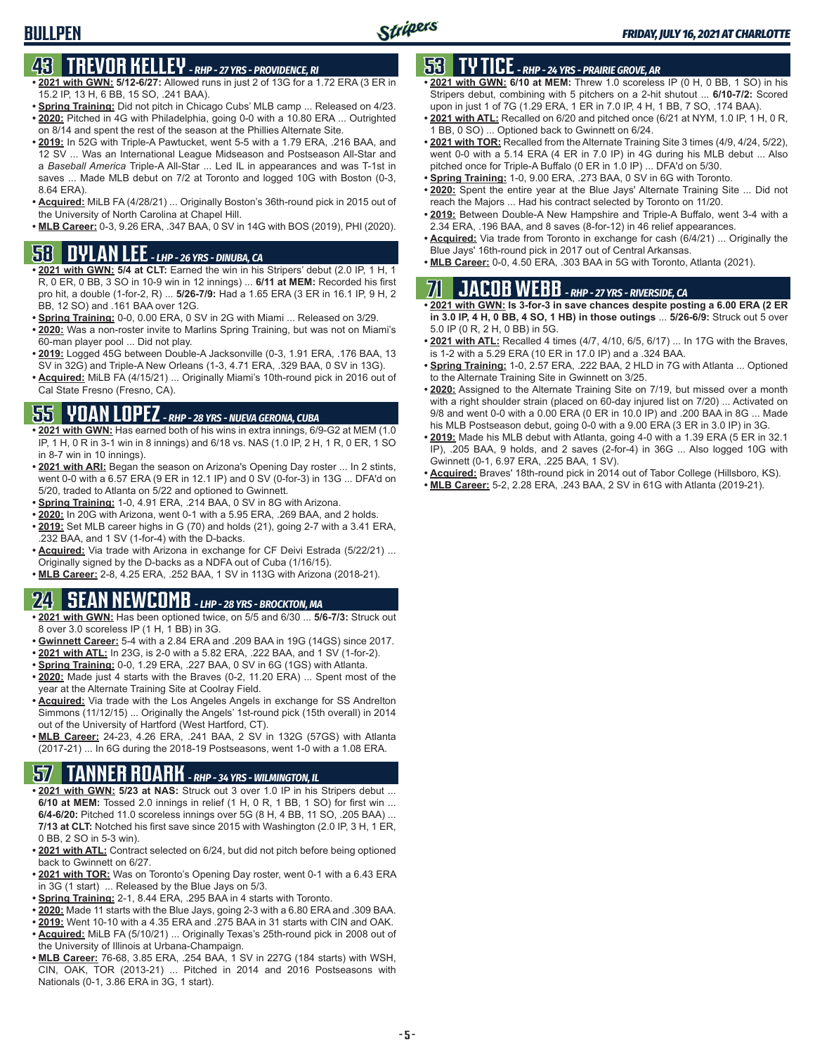# BULLPEN

## 43 TREVOR KELLEY - RHP - 27 YRS - PROVIDENCE, RI

- **2021 with GWN: 5/12-6/27:** Allowed runs in just 2 of 13G for a 1.72 ERA (3 ER in 15.2 IP, 13 H, 6 BB, 15 SO, .241 BAA).
- **Spring Training:** Did not pitch in Chicago Cubs' MLB camp ... Released on 4/23.
- **2020:** Pitched in 4G with Philadelphia, going 0-0 with a 10.80 ERA ... Outrighted on 8/14 and spent the rest of the season at the Phillies Alternate Site.
- **2019:** In 52G with Triple-A Pawtucket, went 5-5 with a 1.79 ERA, .216 BAA, and 12 SV ... Was an International League Midseason and Postseason All-Star and a *Baseball America* Triple-A All-Star ... Led IL in appearances and was T-1st in saves ... Made MLB debut on 7/2 at Toronto and logged 10G with Boston (0-3, 8.64 ERA).
- **Acquired:** MiLB FA (4/28/21) ... Originally Boston's 36th-round pick in 2015 out of the University of North Carolina at Chapel Hill.
- **MLB Career:** 0-3, 9.26 ERA, .347 BAA, 0 SV in 14G with BOS (2019), PHI (2020).

## 58 DYLAN LEE - LHP - 26 YRS - DINUBA, CA

- **2021 with GWN: 5/4 at CLT:** Earned the win in his Stripers' debut (2.0 IP, 1 H, 1 R, 0 ER, 0 BB, 3 SO in 10-9 win in 12 innings) ... **6/11 at MEM:** Recorded his first pro hit, a double (1-for-2, R) ... **5/26-7/9:** Had a 1.65 ERA (3 ER in 16.1 IP, 9 H, 2 BB, 12 SO) and .161 BAA over 12G.
- **Spring Training:** 0-0, 0.00 ERA, 0 SV in 2G with Miami ... Released on 3/29.
- **2020:** Was a non-roster invite to Marlins Spring Training, but was not on Miami's 60-man player pool ... Did not play.
- **2019:** Logged 45G between Double-A Jacksonville (0-3, 1.91 ERA, .176 BAA, 13 SV in 32G) and Triple-A New Orleans (1-3, 4.71 ERA, .329 BAA, 0 SV in 13G).
- **Acquired:** MiLB FA (4/15/21) ... Originally Miami's 10th-round pick in 2016 out of Cal State Fresno (Fresno, CA).

## 55 YOAN LOPEZ - RHP - 28 YRS - NUEVA GERONA, CUBA

- **2021 with GWN:** Has earned both of his wins in extra innings, 6/9-G2 at MEM (1.0 IP, 1 H, 0 R in 3-1 win in 8 innings) and 6/18 vs. NAS (1.0 IP, 2 H, 1 R, 0 ER, 1 SO in 8-7 win in 10 innings).
- **2021 with ARI:** Began the season on Arizona's Opening Day roster ... In 2 stints, went 0-0 with a 6.57 ERA (9 ER in 12.1 IP) and 0 SV (0-for-3) in 13G ... DFA'd on 5/20, traded to Atlanta on 5/22 and optioned to Gwinnett.
- **Spring Training:** 1-0, 4.91 ERA, .214 BAA, 0 SV in 8G with Arizona.
- **2020:** In 20G with Arizona, went 0-1 with a 5.95 ERA, .269 BAA, and 2 holds.
- **2019:** Set MLB career highs in G (70) and holds (21), going 2-7 with a 3.41 ERA, .232 BAA, and 1 SV (1-for-4) with the D-backs.
- **Acquired:** Via trade with Arizona in exchange for CF Deivi Estrada (5/22/21) ... Originally signed by the D-backs as a NDFA out of Cuba (1/16/15).
- **MLB Career:** 2-8, 4.25 ERA, .252 BAA, 1 SV in 113G with Arizona (2018-21).

## 24 SEAN NEWCOMB - LHP - 28 YRS - BROCKTON, MA

- **2021 with GWN:** Has been optioned twice, on 5/5 and 6/30 ... **5/6-7/3:** Struck out 8 over 3.0 scoreless IP (1 H, 1 BB) in 3G.
- **Gwinnett Career:** 5-4 with a 2.84 ERA and .209 BAA in 19G (14GS) since 2017.
- **2021 with ATL:** In 23G, is 2-0 with a 5.82 ERA, .222 BAA, and 1 SV (1-for-2).
- **Spring Training:** 0-0, 1.29 ERA, .227 BAA, 0 SV in 6G (1GS) with Atlanta.
- **2020:** Made just 4 starts with the Braves (0-2, 11.20 ERA) ... Spent most of the year at the Alternate Training Site at Coolray Field.
- **Acquired:** Via trade with the Los Angeles Angels in exchange for SS Andrelton Simmons (11/12/15) ... Originally the Angels' 1st-round pick (15th overall) in 2014 out of the University of Hartford (West Hartford, CT).
- **MLB Career:** 24-23, 4.26 ERA, .241 BAA, 2 SV in 132G (57GS) with Atlanta (2017-21) ... In 6G during the 2018-19 Postseasons, went 1-0 with a 1.08 ERA.

## 57 TANNER ROARK - RHP - 34 YRS - WILMINGTON, IL

- **2021 with GWN: 5/23 at NAS:** Struck out 3 over 1.0 IP in his Stripers debut ... **6/10 at MEM:** Tossed 2.0 innings in relief (1 H, 0 R, 1 BB, 1 SO) for first win ... **6/4-6/20:** Pitched 11.0 scoreless innings over 5G (8 H, 4 BB, 11 SO, .205 BAA) ... **7/13 at CLT:** Notched his first save since 2015 with Washington (2.0 IP, 3 H, 1 ER, 0 BB, 2 SO in 5-3 win).
- **2021 with ATL:** Contract selected on 6/24, but did not pitch before being optioned back to Gwinnett on 6/27.
- **2021 with TOR:** Was on Toronto's Opening Day roster, went 0-1 with a 6.43 ERA in 3G (1 start) ... Released by the Blue Jays on 5/3.
- **Spring Training:** 2-1, 8.44 ERA, .295 BAA in 4 starts with Toronto.
- **2020:** Made 11 starts with the Blue Jays, going 2-3 with a 6.80 ERA and .309 BAA.
- **2019:** Went 10-10 with a 4.35 ERA and .275 BAA in 31 starts with CIN and OAK.
- **Acquired:** MiLB FA (5/10/21) ... Originally Texas's 25th-round pick in 2008 out of the University of Illinois at Urbana-Champaign.
- **MLB Career:** 76-68, 3.85 ERA, .254 BAA, 1 SV in 227G (184 starts) with WSH, CIN, OAK, TOR (2013-21) ... Pitched in 2014 and 2016 Postseasons with Nationals (0-1, 3.86 ERA in 3G, 1 start).

## 53 TY TICE - RHP - 24 YRS - PRAIRIE GROVE, AR

- **2021 with GWN: 6/10 at MEM:** Threw 1.0 scoreless IP (0 H, 0 BB, 1 SO) in his Stripers debut, combining with 5 pitchers on a 2-hit shutout ... **6/10-7/2:** Scored upon in just 1 of 7G (1.29 ERA, 1 ER in 7.0 IP, 4 H, 1 BB, 7 SO, .174 BAA).
- **2021 with ATL:** Recalled on 6/20 and pitched once (6/21 at NYM, 1.0 IP, 1 H, 0 R, 1 BB, 0 SO) ... Optioned back to Gwinnett on 6/24.
- **2021 with TOR:** Recalled from the Alternate Training Site 3 times (4/9, 4/24, 5/22), went 0-0 with a 5.14 ERA (4 ER in 7.0 IP) in 4G during his MLB debut ... Also pitched once for Triple-A Buffalo (0 ER in 1.0 IP) ... DFA'd on 5/30.
- **Spring Training:** 1-0, 9.00 ERA, .273 BAA, 0 SV in 6G with Toronto.
- **2020:** Spent the entire year at the Blue Jays' Alternate Training Site ... Did not reach the Majors ... Had his contract selected by Toronto on 11/20.
- **2019:** Between Double-A New Hampshire and Triple-A Buffalo, went 3-4 with a 2.34 ERA, .196 BAA, and 8 saves (8-for-12) in 46 relief appearances.
- **Acquired:** Via trade from Toronto in exchange for cash (6/4/21) ... Originally the Blue Jays' 16th-round pick in 2017 out of Central Arkansas.
- **MLB Career:** 0-0, 4.50 ERA, .303 BAA in 5G with Toronto, Atlanta (2021).

## 71 JACOB WEBB - RHP - 27 YRS - RIVERSIDE, CA

- **2021 with GWN: Is 3-for-3 in save chances despite posting a 6.00 ERA (2 ER in 3.0 IP, 4 H, 0 BB, 4 SO, 1 HB) in those outings** ... **5/26-6/9:** Struck out 5 over 5.0 IP (0 R, 2 H, 0 BB) in 5G.
- **2021 with ATL:** Recalled 4 times (4/7, 4/10, 6/5, 6/17) ... In 17G with the Braves, is 1-2 with a 5.29 ERA (10 ER in 17.0 IP) and a .324 BAA.
- **Spring Training:** 1-0, 2.57 ERA, .222 BAA, 2 HLD in 7G with Atlanta ... Optioned to the Alternate Training Site in Gwinnett on 3/25.
- **2020:** Assigned to the Alternate Training Site on 7/19, but missed over a month with a right shoulder strain (placed on 60-day injured list on 7/20) ... Activated on 9/8 and went 0-0 with a 0.00 ERA (0 ER in 10.0 IP) and .200 BAA in 8G ... Made his MLB Postseason debut, going 0-0 with a 9.00 ERA (3 ER in 3.0 IP) in 3G.
- **2019:** Made his MLB debut with Atlanta, going 4-0 with a 1.39 ERA (5 ER in 32.1 IP), .205 BAA, 9 holds, and 2 saves (2-for-4) in 36G ... Also logged 10G with Gwinnett (0-1, 6.97 ERA, .225 BAA, 1 SV).
- **Acquired:** Braves' 18th-round pick in 2014 out of Tabor College (Hillsboro, KS).
- **MLB Career:** 5-2, 2.28 ERA, .243 BAA, 2 SV in 61G with Atlanta (2019-21).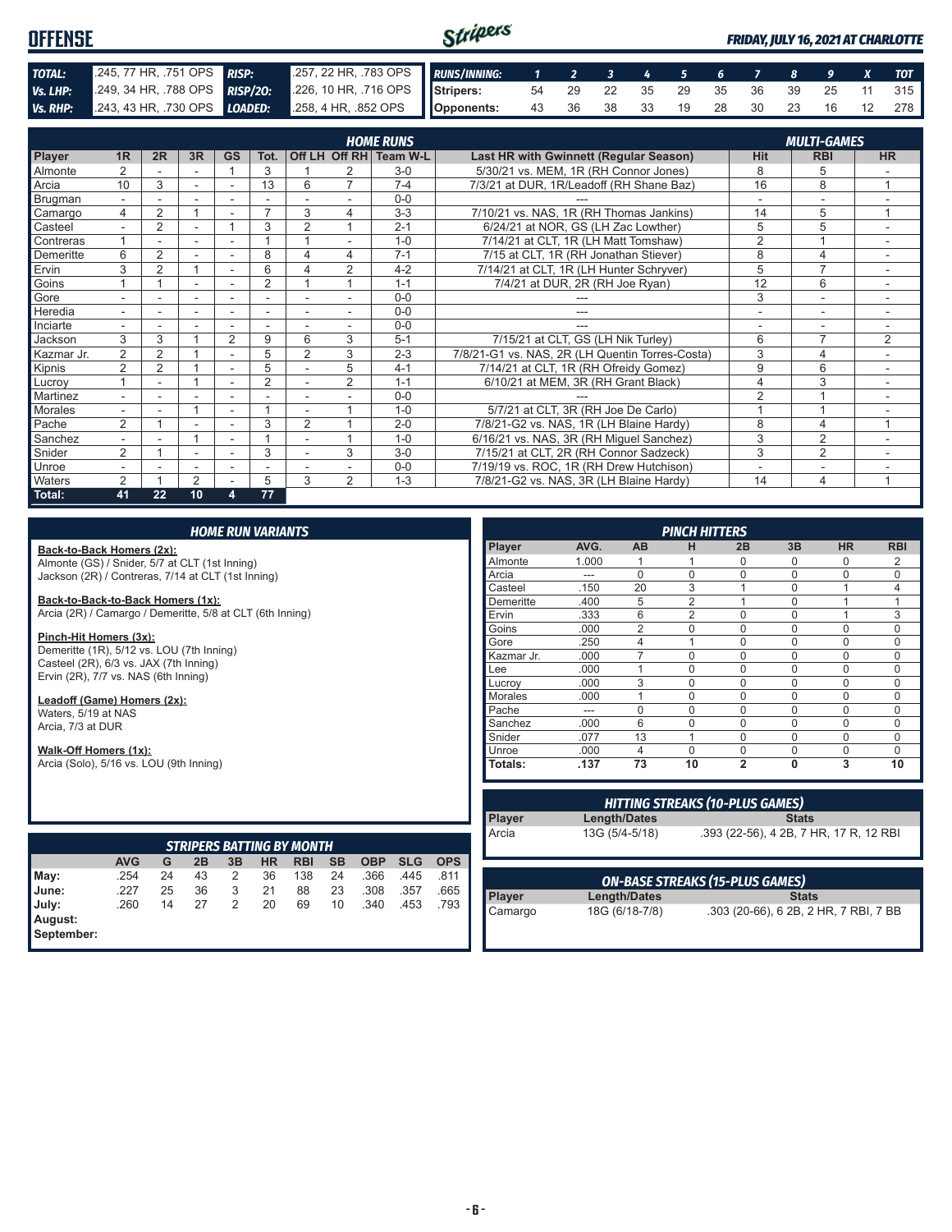# OFFENSE

*FRIDAY, JULY 16, 2021 AT CHARLOTTE*

| | | | |
|---|---|---|---|
| **TOTAL:** | .245, 77 HR, .751 OPS | **RISP:** | .257, 22 HR, .783 OPS |
| **Vs. LHP:** | .249, 34 HR, .788 OPS | **RISP/2O:** | .226, 10 HR, .716 OPS |
| **Vs. RHP:** | .243, 43 HR, .730 OPS | **LOADED:** | .258, 4 HR, .852 OPS |

| RUNS/INNING: | 1 | 2 | 3 | 4 | 5 | 6 | 7 | 8 | 9 | X | TOT |
|---|---|---|---|---|---|---|---|---|---|---|---|
| Stripers: | 54 | 29 | 22 | 35 | 29 | 35 | 36 | 39 | 25 | 11 | 315 |
| Opponents: | 43 | 36 | 38 | 33 | 19 | 28 | 30 | 23 | 16 | 12 | 278 |

## HOME RUNS / MULTI-GAMES

| Player | 1R | 2R | 3R | GS | Tot. | Off LH | Off RH | Team W-L | Last HR with Gwinnett (Regular Season) | Hit | RBI | HR |
|---|---|---|---|---|---|---|---|---|---|---|---|---|
| Almonte | 2 | - | - | 1 | 3 | 1 | 2 | 3-0 | 5/30/21 vs. MEM, 1R (RH Connor Jones) | 8 | 5 | - |
| Arcia | 10 | 3 | - | - | 13 | 6 | 7 | 7-4 | 7/3/21 at DUR, 1R/Leadoff (RH Shane Baz) | 16 | 8 | 1 |
| Brugman | - | - | - | - | - | - | - | 0-0 | --- | - | - | - |
| Camargo | 4 | 2 | 1 | - | 7 | 3 | 4 | 3-3 | 7/10/21 vs. NAS, 1R (RH Thomas Jankins) | 14 | 5 | 1 |
| Casteel | - | 2 | - | 1 | 3 | 2 | 1 | 2-1 | 6/24/21 at NOR, GS (LH Zac Lowther) | 5 | 5 | - |
| Contreras | 1 | - | - | - | 1 | 1 | - | 1-0 | 7/14/21 at CLT, 1R (LH Matt Tomshaw) | 2 | 1 | - |
| Demeritte | 6 | 2 | - | - | 8 | 4 | 4 | 7-1 | 7/15 at CLT, 1R (RH Jonathan Stiever) | 8 | 4 | - |
| Ervin | 3 | 2 | 1 | - | 6 | 4 | 2 | 4-2 | 7/14/21 at CLT, 1R (LH Hunter Schryver) | 5 | 7 | - |
| Goins | 1 | 1 | - | - | 2 | 1 | 1 | 1-1 | 7/4/21 at DUR, 2R (RH Joe Ryan) | 12 | 6 | - |
| Gore | - | - | - | - | - | - | - | 0-0 | --- | 3 | - | - |
| Heredia | - | - | - | - | - | - | - | 0-0 | --- | - | - | - |
| Inciarte | - | - | - | - | - | - | - | 0-0 | --- | - | - | - |
| Jackson | 3 | 3 | 1 | 2 | 9 | 6 | 3 | 5-1 | 7/15/21 at CLT, GS (LH Nik Turley) | 6 | 7 | 2 |
| Kazmar Jr. | 2 | 2 | 1 | - | 5 | 2 | 3 | 2-3 | 7/8/21-G1 vs. NAS, 2R (LH Quentin Torres-Costa) | 3 | 4 | - |
| Kipnis | 2 | 2 | 1 | - | 5 | - | 5 | 4-1 | 7/14/21 at CLT, 1R (RH Ofreidy Gomez) | 9 | 6 | - |
| Lucroy | 1 | - | 1 | - | 2 | - | 2 | 1-1 | 6/10/21 at MEM, 3R (RH Grant Black) | 4 | 3 | - |
| Martinez | - | - | - | - | - | - | - | 0-0 | --- | 2 | 1 | - |
| Morales | - | - | 1 | - | 1 | - | 1 | 1-0 | 5/7/21 at CLT, 3R (RH Joe De Carlo) | 1 | 1 | - |
| Pache | 2 | 1 | - | - | 3 | 2 | 1 | 2-0 | 7/8/21-G2 vs. NAS, 1R (LH Blaine Hardy) | 8 | 4 | 1 |
| Sanchez | - | - | 1 | - | 1 | - | 1 | 1-0 | 6/16/21 vs. NAS, 3R (RH Miguel Sanchez) | 3 | 2 | - |
| Snider | 2 | 1 | - | - | 3 | - | 3 | 3-0 | 7/15/21 at CLT, 2R (RH Connor Sadzeck) | 3 | 2 | - |
| Unroe | - | - | - | - | - | - | - | 0-0 | 7/19/19 vs. ROC, 1R (RH Drew Hutchison) | - | - | - |
| Waters | 2 | 1 | 2 | - | 5 | 3 | 2 | 1-3 | 7/8/21-G2 vs. NAS, 3R (LH Blaine Hardy) | 14 | 4 | 1 |
| **Total:** | **41** | **22** | **10** | **4** | **77** | | | | | | | |

## HOME RUN VARIANTS

**Back-to-Back Homers (2x):**
Almonte (GS) / Snider, 5/7 at CLT (1st Inning)
Jackson (2R) / Contreras, 7/14 at CLT (1st Inning)

**Back-to-Back-to-Back Homers (1x):**
Arcia (2R) / Camargo / Demeritte, 5/8 at CLT (6th Inning)

**Pinch-Hit Homers (3x):**
Demeritte (1R), 5/12 vs. LOU (7th Inning)
Casteel (2R), 6/3 vs. JAX (7th Inning)
Ervin (2R), 7/7 vs. NAS (6th Inning)

**Leadoff (Game) Homers (2x):**
Waters, 5/19 at NAS
Arcia, 7/3 at DUR

**Walk-Off Homers (1x):**
Arcia (Solo), 5/16 vs. LOU (9th Inning)

## PINCH HITTERS

| Player | AVG. | AB | H | 2B | 3B | HR | RBI |
|---|---|---|---|---|---|---|---|
| Almonte | 1.000 | 1 | 1 | 0 | 0 | 0 | 2 |
| Arcia | --- | 0 | 0 | 0 | 0 | 0 | 0 |
| Casteel | .150 | 20 | 3 | 1 | 0 | 1 | 4 |
| Demeritte | .400 | 5 | 2 | 1 | 0 | 1 | 1 |
| Ervin | .333 | 6 | 2 | 0 | 0 | 1 | 3 |
| Goins | .000 | 2 | 0 | 0 | 0 | 0 | 0 |
| Gore | .250 | 4 | 1 | 0 | 0 | 0 | 0 |
| Kazmar Jr. | .000 | 7 | 0 | 0 | 0 | 0 | 0 |
| Lee | .000 | 1 | 0 | 0 | 0 | 0 | 0 |
| Lucroy | .000 | 3 | 0 | 0 | 0 | 0 | 0 |
| Morales | .000 | 1 | 0 | 0 | 0 | 0 | 0 |
| Pache | --- | 0 | 0 | 0 | 0 | 0 | 0 |
| Sanchez | .000 | 6 | 0 | 0 | 0 | 0 | 0 |
| Snider | .077 | 13 | 1 | 0 | 0 | 0 | 0 |
| Unroe | .000 | 4 | 0 | 0 | 0 | 0 | 0 |
| **Totals:** | **.137** | **73** | **10** | **2** | **0** | **3** | **10** |

## STRIPERS BATTING BY MONTH

| | AVG | G | 2B | 3B | HR | RBI | SB | OBP | SLG | OPS |
|---|---|---|---|---|---|---|---|---|---|---|
| May: | .254 | 24 | 43 | 2 | 36 | 138 | 24 | .366 | .445 | .811 |
| June: | .227 | 25 | 36 | 3 | 21 | 88 | 23 | .308 | .357 | .665 |
| July: | .260 | 14 | 27 | 2 | 20 | 69 | 10 | .340 | .453 | .793 |
| August: | | | | | | | | | | |
| September: | | | | | | | | | | |

## HITTING STREAKS (10-PLUS GAMES)

| Player | Length/Dates | Stats |
|---|---|---|
| Arcia | 13G (5/4-5/18) | .393 (22-56), 4 2B, 7 HR, 17 R, 12 RBI |

## ON-BASE STREAKS (15-PLUS GAMES)

| Player | Length/Dates | Stats |
|---|---|---|
| Camargo | 18G (6/18-7/8) | .303 (20-66), 6 2B, 2 HR, 7 RBI, 7 BB |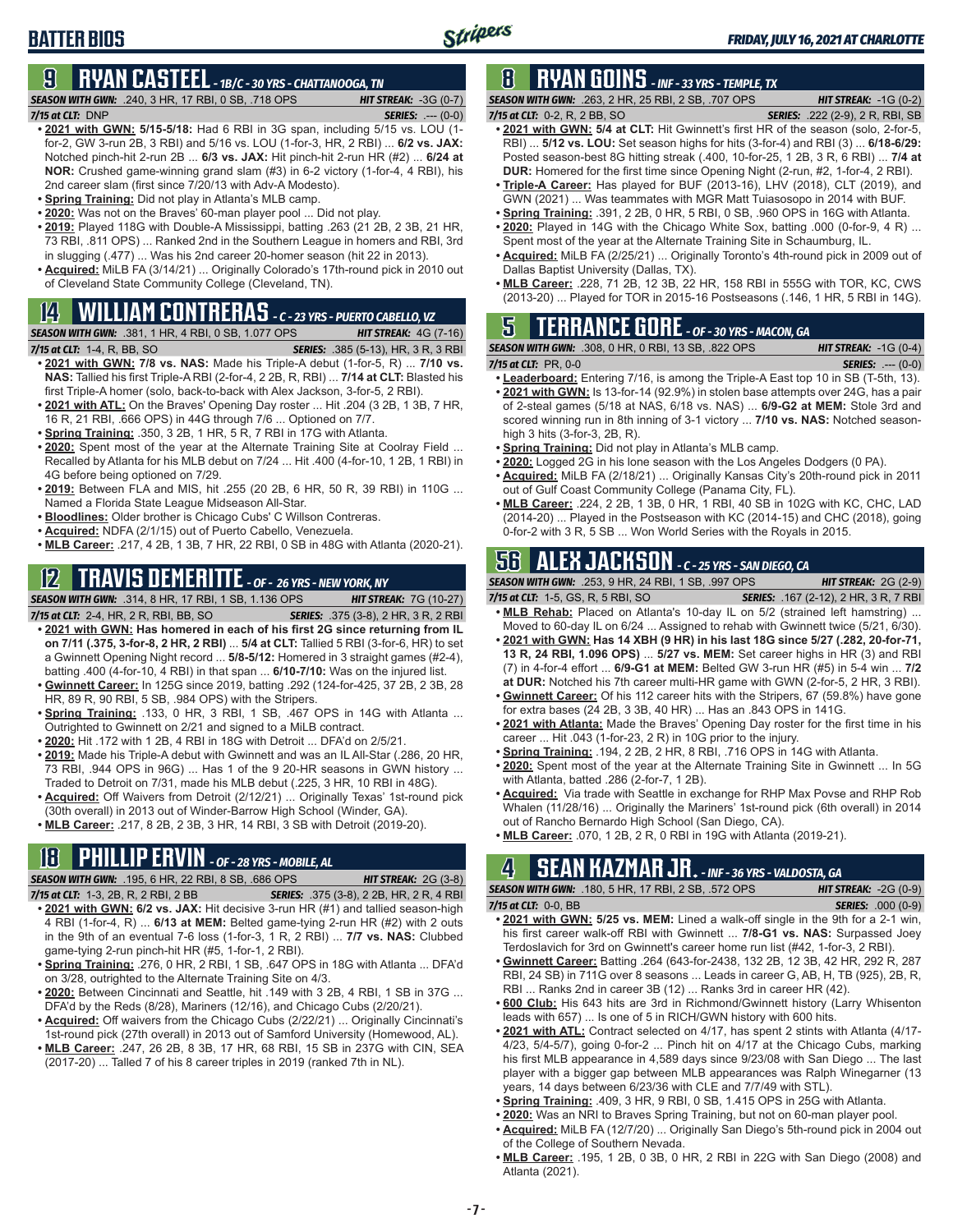# BATTER BIOS

## 9 RYAN CASTEEL - 1B/C - 30 YRS - CHATTANOOGA, TN

**SEASON WITH GWN:** .240, 3 HR, 17 RBI, 0 SB, .718 OPS **HIT STREAK:** -3G (0-7)
**7/15 at CLT:** DNP **SERIES:** .--- (0-0)

- **2021 with GWN: 5/15-5/18:** Had 6 RBI in 3G span, including 5/15 vs. LOU (1-for-2, GW 3-run 2B, 3 RBI) and 5/16 vs. LOU (1-for-3, HR, 2 RBI) ... **6/2 vs. JAX:** Notched pinch-hit 2-run 2B ... **6/3 vs. JAX:** Hit pinch-hit 2-run HR (#2) ... **6/24 at NOR:** Crushed game-winning grand slam (#3) in 6-2 victory (1-for-4, 4 RBI), his 2nd career slam (first since 7/20/13 with Adv-A Modesto).
- **Spring Training:** Did not play in Atlanta's MLB camp.
- **2020:** Was not on the Braves' 60-man player pool ... Did not play.
- **2019:** Played 118G with Double-A Mississippi, batting .263 (21 2B, 2 3B, 21 HR, 73 RBI, .811 OPS) ... Ranked 2nd in the Southern League in homers and RBI, 3rd in slugging (.477) ... Was his 2nd career 20-homer season (hit 22 in 2013).
- **Acquired:** MiLB FA (3/14/21) ... Originally Colorado's 17th-round pick in 2010 out of Cleveland State Community College (Cleveland, TN).

## 14 WILLIAM CONTRERAS - C - 23 YRS - PUERTO CABELLO, VZ

**SEASON WITH GWN:** .381, 1 HR, 4 RBI, 0 SB, 1.077 OPS **HIT STREAK:** 4G (7-16)
**7/15 at CLT:** 1-4, R, BB, SO **SERIES:** .385 (5-13), HR, 3 R, 3 RBI

- **2021 with GWN: 7/8 vs. NAS:** Made his Triple-A debut (1-for-5, R) ... **7/10 vs. NAS:** Tallied his first Triple-A RBI (2-for-4, 2 2B, R, RBI) ... **7/14 at CLT:** Blasted his first Triple-A homer (solo, back-to-back with Alex Jackson, 3-for-5, 2 RBI).
- **2021 with ATL:** On the Braves' Opening Day roster ... Hit .204 (3 2B, 1 3B, 7 HR, 16 R, 21 RBI, .666 OPS) in 44G through 7/6 ... Optioned on 7/7.
- **Spring Training:** .350, 3 2B, 1 HR, 5 R, 7 RBI in 17G with Atlanta.
- **2020:** Spent most of the year at the Alternate Training Site at Coolray Field ... Recalled by Atlanta for his MLB debut on 7/24 ... Hit .400 (4-for-10, 1 2B, 1 RBI) in 4G before being optioned on 7/29.
- **2019:** Between FLA and MIS, hit .255 (20 2B, 6 HR, 50 R, 39 RBI) in 110G ... Named a Florida State League Midseason All-Star.
- **Bloodlines:** Older brother is Chicago Cubs' C Willson Contreras.
- **Acquired:** NDFA (2/1/15) out of Puerto Cabello, Venezuela.
- **MLB Career:** .217, 4 2B, 1 3B, 7 HR, 22 RBI, 0 SB in 48G with Atlanta (2020-21).

## 12 TRAVIS DEMERITTE - OF - 26 YRS - NEW YORK, NY

**SEASON WITH GWN:** .314, 8 HR, 17 RBI, 1 SB, 1.136 OPS **HIT STREAK:** 7G (10-27)
**7/15 at CLT:** 2-4, HR, 2 R, RBI, BB, SO **SERIES:** .375 (3-8), 2 HR, 3 R, 2 RBI

- **2021 with GWN: Has homered in each of his first 2G since returning from IL on 7/11 (.375, 3-for-8, 2 HR, 2 RBI)** ... **5/4 at CLT:** Tallied 5 RBI (3-for-6, HR) to set a Gwinnett Opening Night record ... **5/8-5/12:** Homered in 3 straight games (#2-4), batting .400 (4-for-10, 4 RBI) in that span ... **6/10-7/10:** Was on the injured list.
- **Gwinnett Career:** In 125G since 2019, batting .292 (124-for-425, 37 2B, 2 3B, 28 HR, 89 R, 90 RBI, 5 SB, .984 OPS) with the Stripers.
- **Spring Training:** .133, 0 HR, 3 RBI, 1 SB, .467 OPS in 14G with Atlanta ... Outrighted to Gwinnett on 2/21 and signed to a MiLB contract.
- **2020:** Hit .172 with 1 2B, 4 RBI in 18G with Detroit ... DFA'd on 2/5/21.
- **2019:** Made his Triple-A debut with Gwinnett and was an IL All-Star (.286, 20 HR, 73 RBI, .944 OPS in 96G) ... Has 1 of the 9 20-HR seasons in GWN history ... Traded to Detroit on 7/31, made his MLB debut (.225, 3 HR, 10 RBI in 48G).
- **Acquired:** Off Waivers from Detroit (2/12/21) ... Originally Texas' 1st-round pick (30th overall) in 2013 out of Winder-Barrow High School (Winder, GA).
- **MLB Career:** .217, 8 2B, 2 3B, 3 HR, 14 RBI, 3 SB with Detroit (2019-20).

## 18 PHILLIP ERVIN - OF - 28 YRS - MOBILE, AL

**SEASON WITH GWN:** .195, 6 HR, 22 RBI, 8 SB, .686 OPS **HIT STREAK:** 2G (3-8)
**7/15 at CLT:** 1-3, 2B, R, 2 RBI, 2 BB **SERIES:** .375 (3-8), 2 2B, HR, 2 R, 4 RBI

- **2021 with GWN: 6/2 vs. JAX:** Hit decisive 3-run HR (#1) and tallied season-high 4 RBI (1-for-4, R) ... **6/13 at MEM:** Belted game-tying 2-run HR (#2) with 2 outs in the 9th for an eventual 7-6 loss (1-for-3, 1 R, 2 RBI) ... **7/7 vs. NAS:** Clubbed game-tying 2-run pinch-hit HR (#5, 1-for-1, 2 RBI).
- **Spring Training:** .276, 0 HR, 2 RBI, 1 SB, .647 OPS in 18G with Atlanta ... DFA'd on 3/28, outrighted to the Alternate Training Site on 4/3.
- **2020:** Between Cincinnati and Seattle, hit .149 with 3 2B, 4 RBI, 1 SB in 37G ... DFA'd by the Reds (8/28), Mariners (12/16), and Chicago Cubs (2/20/21).
- **Acquired:** Off waivers from the Chicago Cubs (2/22/21) ... Originally Cincinnati's 1st-round pick (27th overall) in 2013 out of Samford University (Homewood, AL).
- **MLB Career:** .247, 26 2B, 8 3B, 17 HR, 68 RBI, 15 SB in 237G with CIN, SEA (2017-20) ... Talled 7 of his 8 career triples in 2019 (ranked 7th in NL).

## 8 RYAN GOINS - INF - 33 YRS - TEMPLE, TX

**SEASON WITH GWN:** .263, 2 HR, 25 RBI, 2 SB, .707 OPS **HIT STREAK:** -1G (0-2)
**7/15 at CLT:** 0-2, R, 2 BB, SO **SERIES:** .222 (2-9), 2 R, RBI, SB

- **2021 with GWN: 5/4 at CLT:** Hit Gwinnett's first HR of the season (solo, 2-for-5, RBI) ... **5/12 vs. LOU:** Set season highs for hits (3-for-4) and RBI (3) ... **6/18-6/29:** Posted season-best 8G hitting streak (.400, 10-for-25, 1 2B, 3 R, 6 RBI) ... **7/4 at DUR:** Homered for the first time since Opening Night (2-run, #2, 1-for-4, 2 RBI).
- **Triple-A Career:** Has played for BUF (2013-16), LHV (2018), CLT (2019), and GWN (2021) ... Was teammates with MGR Matt Tuiasosopo in 2014 with BUF.
- **Spring Training:** .391, 2 2B, 0 HR, 5 RBI, 0 SB, .960 OPS in 16G with Atlanta.
- **2020:** Played in 14G with the Chicago White Sox, batting .000 (0-for-9, 4 R) ... Spent most of the year at the Alternate Training Site in Schaumburg, IL.
- **Acquired:** MiLB FA (2/25/21) ... Originally Toronto's 4th-round pick in 2009 out of Dallas Baptist University (Dallas, TX).
- **MLB Career:** .228, 71 2B, 12 3B, 22 HR, 158 RBI in 555G with TOR, KC, CWS (2013-20) ... Played for TOR in 2015-16 Postseasons (.146, 1 HR, 5 RBI in 14G).

## 5 TERRANCE GORE - OF - 30 YRS - MACON, GA

**SEASON WITH GWN:** .308, 0 HR, 0 RBI, 13 SB, .822 OPS **HIT STREAK:** -1G (0-4)
**7/15 at CLT:** PR, 0-0 **SERIES:** .--- (0-0)

- **Leaderboard:** Entering 7/16, is among the Triple-A East top 10 in SB (T-5th, 13).
- **2021 with GWN:** Is 13-for-14 (92.9%) in stolen base attempts over 24G, has a pair of 2-steal games (5/18 at NAS, 6/18 vs. NAS) ... **6/9-G2 at MEM:** Stole 3rd and scored winning run in 8th inning of 3-1 victory ... **7/10 vs. NAS:** Notched season-high 3 hits (3-for-3, 2B, R).
- **Spring Training:** Did not play in Atlanta's MLB camp.
- **2020:** Logged 2G in his lone season with the Los Angeles Dodgers (0 PA).
- **Acquired:** MiLB FA (2/18/21) ... Originally Kansas City's 20th-round pick in 2011 out of Gulf Coast Community College (Panama City, FL).
- **MLB Career:** .224, 2 2B, 1 3B, 0 HR, 1 RBI, 40 SB in 102G with KC, CHC, LAD (2014-20) ... Played in the Postseason with KC (2014-15) and CHC (2018), going 0-for-2 with 3 R, 5 SB ... Won World Series with the Royals in 2015.

## 56 ALEX JACKSON - C - 25 YRS - SAN DIEGO, CA

**SEASON WITH GWN:** .253, 9 HR, 24 RBI, 1 SB, .997 OPS **HIT STREAK:** 2G (2-9)
**7/15 at CLT:** 1-5, GS, R, 5 RBI, SO **SERIES:** .167 (2-12), 2 HR, 3 R, 7 RBI

- **MLB Rehab:** Placed on Atlanta's 10-day IL on 5/2 (strained left hamstring) ... Moved to 60-day IL on 6/24 ... Assigned to rehab with Gwinnett twice (5/21, 6/30).
- **2021 with GWN: Has 14 XBH (9 HR) in his last 18G since 5/27 (.282, 20-for-71, 13 R, 24 RBI, 1.096 OPS)** ... **5/27 vs. MEM:** Set career highs in HR (3) and RBI (7) in 4-for-4 effort ... **6/9-G1 at MEM:** Belted GW 3-run HR (#5) in 5-4 win ... **7/2 at DUR:** Notched his 7th career multi-HR game with GWN (2-for-5, 2 HR, 3 RBI).
- **Gwinnett Career:** Of his 112 career hits with the Stripers, 67 (59.8%) have gone for extra bases (24 2B, 3 3B, 40 HR) ... Has an .843 OPS in 141G.
- **2021 with Atlanta:** Made the Braves' Opening Day roster for the first time in his career ... Hit .043 (1-for-23, 2 R) in 10G prior to the injury.
- **Spring Training:** .194, 2 2B, 2 HR, 8 RBI, .716 OPS in 14G with Atlanta.
- **2020:** Spent most of the year at the Alternate Training Site in Gwinnett ... In 5G with Atlanta, batted .286 (2-for-7, 1 2B).
- **Acquired:** Via trade with Seattle in exchange for RHP Max Povse and RHP Rob Whalen (11/28/16) ... Originally the Mariners' 1st-round pick (6th overall) in 2014 out of Rancho Bernardo High School (San Diego, CA).
- **MLB Career:** .070, 1 2B, 2 R, 0 RBI in 19G with Atlanta (2019-21).

## 4 SEAN KAZMAR JR. - INF - 36 YRS - VALDOSTA, GA

**SEASON WITH GWN:** .180, 5 HR, 17 RBI, 2 SB, .572 OPS **HIT STREAK:** -2G (0-9)
**7/15 at CLT:** 0-0, BB **SERIES:** .000 (0-9)

- **2021 with GWN: 5/25 vs. MEM:** Lined a walk-off single in the 9th for a 2-1 win, his first career walk-off RBI with Gwinnett ... **7/8-G1 vs. NAS:** Surpassed Joey Terdoslavich for 3rd on Gwinnett's career home run list (#42, 1-for-3, 2 RBI).
- **Gwinnett Career:** Batting .264 (643-for-2438, 132 2B, 12 3B, 42 HR, 292 R, 287 RBI, 24 SB) in 711G over 8 seasons ... Leads in career G, AB, H, TB (925), 2B, R, RBI ... Ranks 2nd in career 3B (12) ... Ranks 3rd in career HR (42).
- **600 Club:** His 643 hits are 3rd in Richmond/Gwinnett history (Larry Whisenton leads with 657) ... Is one of 5 in RICH/GWN history with 600 hits.
- **2021 with ATL:** Contract selected on 4/17, has spent 2 stints with Atlanta (4/17-4/23, 5/4-5/7), going 0-for-2 ... Pinch hit on 4/17 at the Chicago Cubs, marking his first MLB appearance in 4,589 days since 9/23/08 with San Diego ... The last player with a bigger gap between MLB appearances was Ralph Winegarner (13 years, 14 days between 6/23/36 with CLE and 7/7/49 with STL).
- **Spring Training:** .409, 3 HR, 9 RBI, 0 SB, 1.415 OPS in 25G with Atlanta.
- **2020:** Was an NRI to Braves Spring Training, but not on 60-man player pool.
- **Acquired:** MiLB FA (12/7/20) ... Originally San Diego's 5th-round pick in 2004 out of the College of Southern Nevada.
- **MLB Career:** .195, 1 2B, 0 3B, 0 HR, 2 RBI in 22G with San Diego (2008) and Atlanta (2021).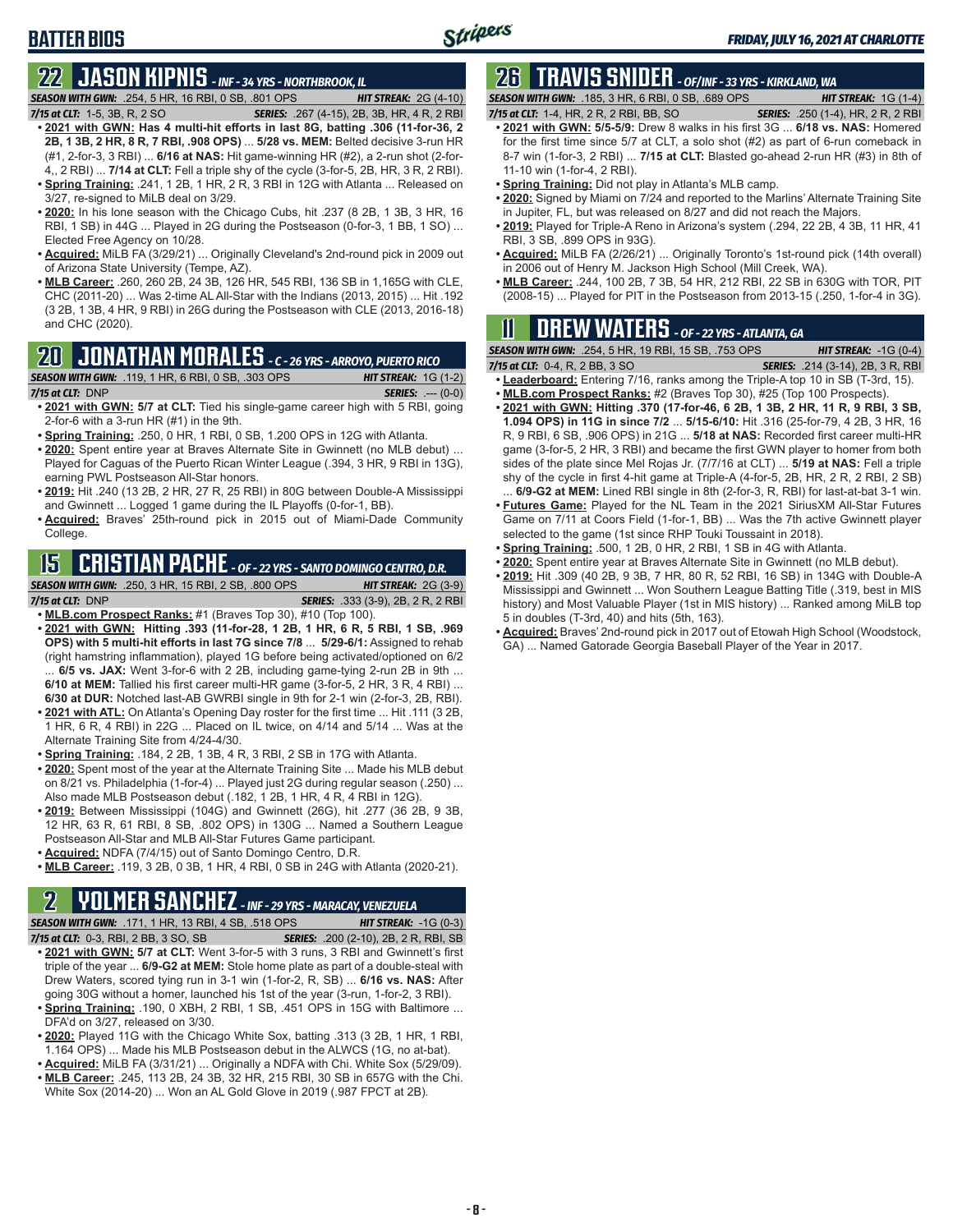# BATTER BIOS

## 22 JASON KIPNIS - INF - 34 YRS - NORTHBROOK, IL

**SEASON WITH GWN:** .254, 5 HR, 16 RBI, 0 SB, .801 OPS — **HIT STREAK:** 2G (4-10)
**7/15 at CLT:** 1-5, 3B, R, 2 SO — **SERIES:** .267 (4-15), 2B, 3B, HR, 4 R, 2 RBI

- **2021 with GWN: Has 4 multi-hit efforts in last 8G, batting .306 (11-for-36, 2 2B, 1 3B, 2 HR, 8 R, 7 RBI, .908 OPS)** ... **5/28 vs. MEM:** Belted decisive 3-run HR (#1, 2-for-3, 3 RBI) ... **6/16 at NAS:** Hit game-winning HR (#2), a 2-run shot (2-for-4,, 2 RBI) ... **7/14 at CLT:** Fell a triple shy of the cycle (3-for-5, 2B, HR, 3 R, 2 RBI).
- **Spring Training:** .241, 1 2B, 1 HR, 2 R, 3 RBI in 12G with Atlanta ... Released on 3/27, re-signed to MiLB deal on 3/29.
- **2020:** In his lone season with the Chicago Cubs, hit .237 (8 2B, 1 3B, 3 HR, 16 RBI, 1 SB) in 44G ... Played in 2G during the Postseason (0-for-3, 1 BB, 1 SO) ... Elected Free Agency on 10/28.
- **Acquired:** MiLB FA (3/29/21) ... Originally Cleveland's 2nd-round pick in 2009 out of Arizona State University (Tempe, AZ).
- **MLB Career:** .260, 260 2B, 24 3B, 126 HR, 545 RBI, 136 SB in 1,165G with CLE, CHC (2011-20) ... Was 2-time AL All-Star with the Indians (2013, 2015) ... Hit .192 (3 2B, 1 3B, 4 HR, 9 RBI) in 26G during the Postseason with CLE (2013, 2016-18) and CHC (2020).

## 20 JONATHAN MORALES - C - 26 YRS - ARROYO, PUERTO RICO

**SEASON WITH GWN:** .119, 1 HR, 6 RBI, 0 SB, .303 OPS — **HIT STREAK:** 1G (1-2)
**7/15 at CLT:** DNP — **SERIES:** .--- (0-0)

- **2021 with GWN: 5/7 at CLT:** Tied his single-game career high with 5 RBI, going 2-for-6 with a 3-run HR (#1) in the 9th.
- **Spring Training:** .250, 0 HR, 1 RBI, 0 SB, 1.200 OPS in 12G with Atlanta.
- **2020:** Spent entire year at Braves Alternate Site in Gwinnett (no MLB debut) ... Played for Caguas of the Puerto Rican Winter League (.394, 3 HR, 9 RBI in 13G), earning PWL Postseason All-Star honors.
- **2019:** Hit .240 (13 2B, 2 HR, 27 R, 25 RBI) in 80G between Double-A Mississippi and Gwinnett ... Logged 1 game during the IL Playoffs (0-for-1, BB).
- **Acquired:** Braves' 25th-round pick in 2015 out of Miami-Dade Community College.

## 15 CRISTIAN PACHE - OF - 22 YRS - SANTO DOMINGO CENTRO, D.R.

**SEASON WITH GWN:** .250, 3 HR, 15 RBI, 2 SB, .800 OPS — **HIT STREAK:** 2G (3-9)
**7/15 at CLT:** DNP — **SERIES:** .333 (3-9), 2B, 2 R, 2 RBI

- **MLB.com Prospect Ranks:** #1 (Braves Top 30), #10 (Top 100).
- **2021 with GWN: Hitting .393 (11-for-28, 1 2B, 1 HR, 6 R, 5 RBI, 1 SB, .969 OPS) with 5 multi-hit efforts in last 7G since 7/8** ... **5/29-6/1:** Assigned to rehab (right hamstring inflammation), played 1G before being activated/optioned on 6/2 ... **6/5 vs. JAX:** Went 3-for-6 with 2 2B, including game-tying 2-run 2B in 9th ... **6/10 at MEM:** Tallied his first career multi-HR game (3-for-5, 2 HR, 3 R, 4 RBI) ... **6/30 at DUR:** Notched last-AB GWRBI single in 9th for 2-1 win (2-for-3, 2B, RBI).
- **2021 with ATL:** On Atlanta's Opening Day roster for the first time ... Hit .111 (3 2B, 1 HR, 6 R, 4 RBI) in 22G ... Placed on IL twice, on 4/14 and 5/14 ... Was at the Alternate Training Site from 4/24-4/30.
- **Spring Training:** .184, 2 2B, 1 3B, 4 R, 3 RBI, 2 SB in 17G with Atlanta.
- **2020:** Spent most of the year at the Alternate Training Site ... Made his MLB debut on 8/21 vs. Philadelphia (1-for-4) ... Played just 2G during regular season (.250) ... Also made MLB Postseason debut (.182, 1 2B, 1 HR, 4 R, 4 RBI in 12G).
- **2019:** Between Mississippi (104G) and Gwinnett (26G), hit .277 (36 2B, 9 3B, 12 HR, 63 R, 61 RBI, 8 SB, .802 OPS) in 130G ... Named a Southern League Postseason All-Star and MLB All-Star Futures Game participant.
- **Acquired:** NDFA (7/4/15) out of Santo Domingo Centro, D.R.
- **MLB Career:** .119, 3 2B, 0 3B, 1 HR, 4 RBI, 0 SB in 24G with Atlanta (2020-21).

## 2 YOLMER SANCHEZ - INF - 29 YRS - MARACAY, VENEZUELA

**SEASON WITH GWN:** .171, 1 HR, 13 RBI, 4 SB, .518 OPS — **HIT STREAK:** -1G (0-3)
**7/15 at CLT:** 0-3, RBI, 2 BB, 3 SO, SB — **SERIES:** .200 (2-10), 2B, 2 R, RBI, SB

- **2021 with GWN: 5/7 at CLT:** Went 3-for-5 with 3 runs, 3 RBI and Gwinnett's first triple of the year ... **6/9-G2 at MEM:** Stole home plate as part of a double-steal with Drew Waters, scored tying run in 3-1 win (1-for-2, R, SB) ... **6/16 vs. NAS:** After going 30G without a homer, launched his 1st of the year (3-run, 1-for-2, 3 RBI).
- **Spring Training:** .190, 0 XBH, 2 RBI, 1 SB, .451 OPS in 15G with Baltimore ... DFA'd on 3/27, released on 3/30.
- **2020:** Played 11G with the Chicago White Sox, batting .313 (3 2B, 1 HR, 1 RBI, 1.164 OPS) ... Made his MLB Postseason debut in the ALWCS (1G, no at-bat).
- **Acquired:** MiLB FA (3/31/21) ... Originally a NDFA with Chi. White Sox (5/29/09).
- **MLB Career:** .245, 113 2B, 24 3B, 32 HR, 215 RBI, 30 SB in 657G with the Chi. White Sox (2014-20) ... Won an AL Gold Glove in 2019 (.987 FPCT at 2B).

## 26 TRAVIS SNIDER - OF/INF - 33 YRS - KIRKLAND, WA

**SEASON WITH GWN:** .185, 3 HR, 6 RBI, 0 SB, .689 OPS — **HIT STREAK:** 1G (1-4)
**7/15 at CLT:** 1-4, HR, 2 R, 2 RBI, BB, SO — **SERIES:** .250 (1-4), HR, 2 R, 2 RBI

- **2021 with GWN: 5/5-5/9:** Drew 8 walks in his first 3G ... **6/18 vs. NAS:** Homered for the first time since 5/7 at CLT, a solo shot (#2) as part of 6-run comeback in 8-7 win (1-for-3, 2 RBI) ... **7/15 at CLT:** Blasted go-ahead 2-run HR (#3) in 8th of 11-10 win (1-for-4, 2 RBI).
- **Spring Training:** Did not play in Atlanta's MLB camp.
- **2020:** Signed by Miami on 7/24 and reported to the Marlins' Alternate Training Site in Jupiter, FL, but was released on 8/27 and did not reach the Majors.
- **2019:** Played for Triple-A Reno in Arizona's system (.294, 22 2B, 4 3B, 11 HR, 41 RBI, 3 SB, .899 OPS in 93G).
- **Acquired:** MiLB FA (2/26/21) ... Originally Toronto's 1st-round pick (14th overall) in 2006 out of Henry M. Jackson High School (Mill Creek, WA).
- **MLB Career:** .244, 100 2B, 7 3B, 54 HR, 212 RBI, 22 SB in 630G with TOR, PIT (2008-15) ... Played for PIT in the Postseason from 2013-15 (.250, 1-for-4 in 3G).

## 11 DREW WATERS - OF - 22 YRS - ATLANTA, GA

**SEASON WITH GWN:** .254, 5 HR, 19 RBI, 15 SB, .753 OPS — **HIT STREAK:** -1G (0-4)
**7/15 at CLT:** 0-4, R, 2 BB, 3 SO — **SERIES:** .214 (3-14), 2B, 3 R, RBI

- **Leaderboard:** Entering 7/16, ranks among the Triple-A top 10 in SB (T-3rd, 15).
- **MLB.com Prospect Ranks:** #2 (Braves Top 30), #25 (Top 100 Prospects).
- **2021 with GWN: Hitting .370 (17-for-46, 6 2B, 1 3B, 2 HR, 11 R, 9 RBI, 3 SB, 1.094 OPS) in 11G in since 7/2** ... **5/15-6/10:** Hit .316 (25-for-79, 4 2B, 3 HR, 16 R, 9 RBI, 6 SB, .906 OPS) in 21G ... **5/18 at NAS:** Recorded first career multi-HR game (3-for-5, 2 HR, 3 RBI) and became the first GWN player to homer from both sides of the plate since Mel Rojas Jr. (7/7/16 at CLT) ... **5/19 at NAS:** Fell a triple shy of the cycle in first 4-hit game at Triple-A (4-for-5, 2B, HR, 2 R, 2 RBI, 2 SB) ... **6/9-G2 at MEM:** Lined RBI single in 8th (2-for-3, R, RBI) for last-at-bat 3-1 win.
- **Futures Game:** Played for the NL Team in the 2021 SiriusXM All-Star Futures Game on 7/11 at Coors Field (1-for-1, BB) ... Was the 7th active Gwinnett player selected to the game (1st since RHP Touki Toussaint in 2018).
- **Spring Training:** .500, 1 2B, 0 HR, 2 RBI, 1 SB in 4G with Atlanta.
- **2020:** Spent entire year at Braves Alternate Site in Gwinnett (no MLB debut).
- **2019:** Hit .309 (40 2B, 9 3B, 7 HR, 80 R, 52 RBI, 16 SB) in 134G with Double-A Mississippi and Gwinnett ... Won Southern League Batting Title (.319, best in MIS history) and Most Valuable Player (1st in MIS history) ... Ranked among MiLB top 5 in doubles (T-3rd, 40) and hits (5th, 163).
- **Acquired:** Braves' 2nd-round pick in 2017 out of Etowah High School (Woodstock, GA) ... Named Gatorade Georgia Baseball Player of the Year in 2017.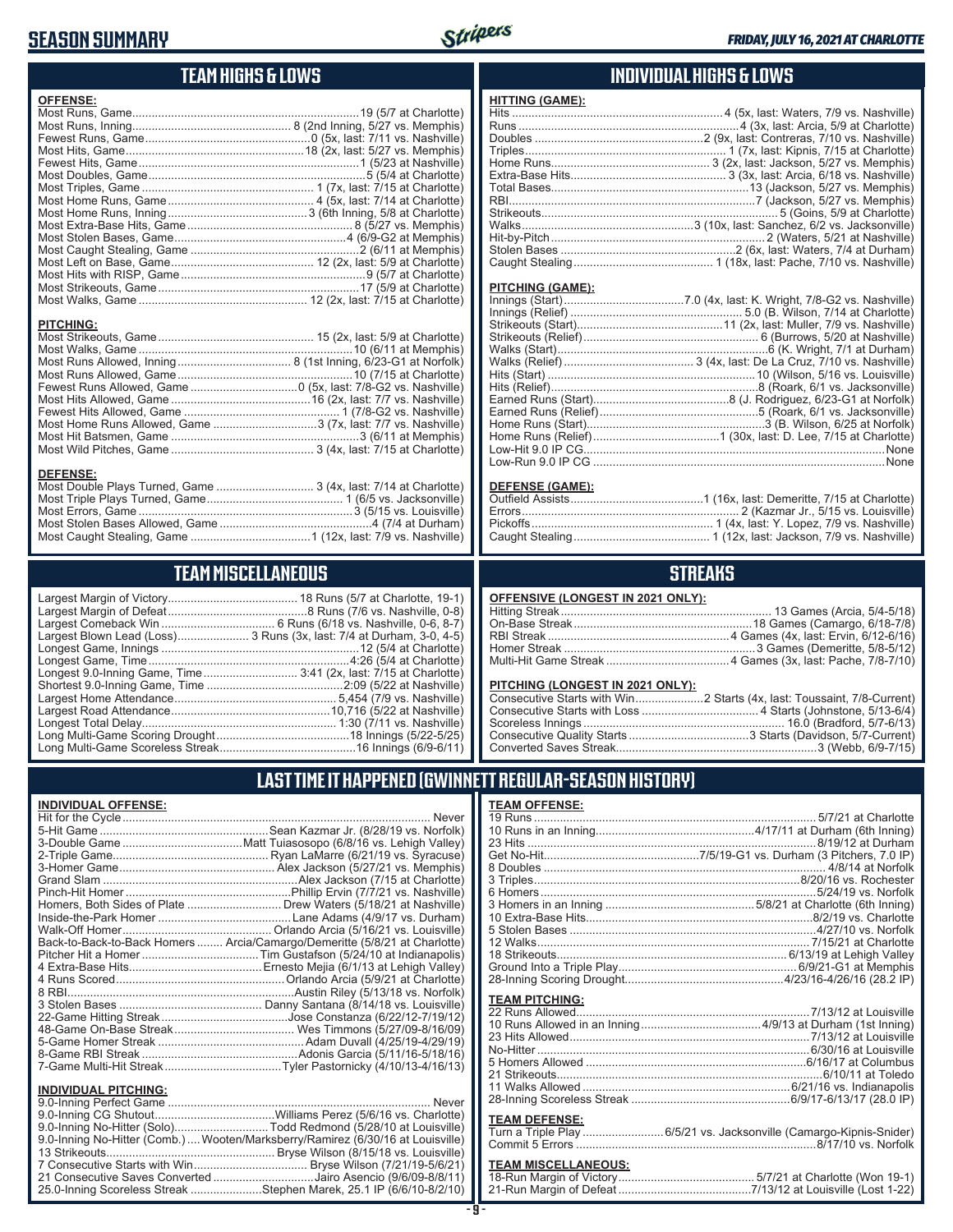# SEASON SUMMARY

FRIDAY, JULY 16, 2021 AT CHARLOTTE

## TEAM HIGHS & LOWS

**OFFENSE:**

| | |
|---|---|
| Most Runs, Game | 19 (5/7 at Charlotte) |
| Most Runs, Inning | 8 (2nd Inning, 5/27 vs. Memphis) |
| Fewest Runs, Game | 0 (5x, last: 7/11 vs. Nashville) |
| Most Hits, Game | 18 (2x, last: 5/27 vs. Memphis) |
| Fewest Hits, Game | 1 (5/23 at Nashville) |
| Most Doubles, Game | 5 (5/4 at Charlotte) |
| Most Triples, Game | 1 (7x, last: 7/15 at Charlotte) |
| Most Home Runs, Game | 4 (5x, last: 7/14 at Charlotte) |
| Most Home Runs, Inning | 3 (6th Inning, 5/8 at Charlotte) |
| Most Extra-Base Hits, Game | 8 (5/27 vs. Memphis) |
| Most Stolen Bases, Game | 4 (6/9-G2 at Memphis) |
| Most Caught Stealing, Game | 2 (6/11 at Memphis) |
| Most Left on Base, Game | 12 (2x, last: 5/9 at Charlotte) |
| Most Hits with RISP, Game | 9 (5/7 at Charlotte) |
| Most Strikeouts, Game | 17 (5/9 at Charlotte) |
| Most Walks, Game | 12 (2x, last: 7/15 at Charlotte) |

**PITCHING:**

| | |
|---|---|
| Most Strikeouts, Game | 15 (2x, last: 5/9 at Charlotte) |
| Most Walks, Game | 10 (6/11 at Memphis) |
| Most Runs Allowed, Inning | 8 (1st Inning, 6/23-G1 at Norfolk) |
| Most Runs Allowed, Game | 10 (7/15 at Charlotte) |
| Fewest Runs Allowed, Game | 0 (5x, last: 7/8-G2 vs. Nashville) |
| Most Hits Allowed, Game | 16 (2x, last: 7/7 vs. Nashville) |
| Fewest Hits Allowed, Game | 1 (7/8-G2 vs. Nashville) |
| Most Home Runs Allowed, Game | 3 (7x, last: 7/7 vs. Nashville) |
| Most Hit Batsmen, Game | 3 (6/11 at Memphis) |
| Most Wild Pitches, Game | 3 (4x, last: 7/15 at Charlotte) |

**DEFENSE:**

| | |
|---|---|
| Most Double Plays Turned, Game | 3 (4x, last: 7/14 at Charlotte) |
| Most Triple Plays Turned, Game | 1 (6/5 vs. Jacksonville) |
| Most Errors, Game | 3 (5/15 vs. Louisville) |
| Most Stolen Bases Allowed, Game | 4 (7/4 at Durham) |
| Most Caught Stealing, Game | 1 (12x, last: 7/9 vs. Nashville) |

## INDIVIDUAL HIGHS & LOWS

**HITTING (GAME):**

| | |
|---|---|
| Hits | 4 (5x, last: Waters, 7/9 vs. Nashville) |
| Runs | 4 (3x, last: Arcia, 5/9 at Charlotte) |
| Doubles | 2 (9x, last: Contreras, 7/10 vs. Nashville) |
| Triples | 1 (7x, last: Kipnis, 7/15 at Charlotte) |
| Home Runs | 3 (2x, last: Jackson, 5/27 vs. Memphis) |
| Extra-Base Hits | 3 (3x, last: Arcia, 6/18 vs. Nashville) |
| Total Bases | 13 (Jackson, 5/27 vs. Memphis) |
| RBI | 7 (Jackson, 5/27 vs. Memphis) |
| Strikeouts | 5 (Goins, 5/9 at Charlotte) |
| Walks | 3 (10x, last: Sanchez, 6/2 vs. Jacksonville) |
| Hit-by-Pitch | 2 (Waters, 5/21 at Nashville) |
| Stolen Bases | 2 (6x, last: Waters, 7/4 at Durham) |
| Caught Stealing | 1 (18x, last: Pache, 7/10 vs. Nashville) |

**PITCHING (GAME):**

| | |
|---|---|
| Innings (Start) | 7.0 (4x, last: K. Wright, 7/8-G2 vs. Nashville) |
| Innings (Relief) | 5.0 (B. Wilson, 7/14 at Charlotte) |
| Strikeouts (Start) | 11 (2x, last: Muller, 7/9 vs. Nashville) |
| Strikeouts (Relief) | 6 (Burrows, 5/20 at Nashville) |
| Walks (Start) | 6 (K. Wright, 7/1 at Durham) |
| Walks (Relief) | 3 (4x, last: De La Cruz, 7/10 vs. Nashville) |
| Hits (Start) | 10 (Wilson, 5/16 vs. Louisville) |
| Hits (Relief) | 8 (Roark, 6/1 vs. Jacksonville) |
| Earned Runs (Start) | 8 (J. Rodriguez, 6/23-G1 at Norfolk) |
| Earned Runs (Relief) | 5 (Roark, 6/1 vs. Jacksonville) |
| Home Runs (Start) | 3 (B. Wilson, 6/25 at Norfolk) |
| Home Runs (Relief) | 1 (30x, last: D. Lee, 7/15 at Charlotte) |
| Low-Hit 9.0 IP CG | None |
| Low-Run 9.0 IP CG | None |

**DEFENSE (GAME):**

| | |
|---|---|
| Outfield Assists | 1 (16x, last: Demeritte, 7/15 at Charlotte) |
| Errors | 2 (Kazmar Jr., 5/15 vs. Louisville) |
| Pickoffs | 1 (4x, last: Y. Lopez, 7/9 vs. Nashville) |
| Caught Stealing | 1 (12x, last: Jackson, 7/9 vs. Nashville) |

## TEAM MISCELLANEOUS

| | |
|---|---|
| Largest Margin of Victory | 18 Runs (5/7 at Charlotte, 19-1) |
| Largest Margin of Defeat | 8 Runs (7/6 vs. Nashville, 0-8) |
| Largest Comeback Win | 6 Runs (6/18 vs. Nashville, 0-6, 8-7) |
| Largest Blown Lead (Loss) | 3 Runs (3x, last: 7/4 at Durham, 3-0, 4-5) |
| Longest Game, Innings | 12 (5/4 at Charlotte) |
| Longest Game, Time | 4:26 (5/4 at Charlotte) |
| Longest 9.0-Inning Game, Time | 3:41 (2x, last: 7/15 at Charlotte) |
| Shortest 9.0-Inning Game, Time | 2:09 (5/22 at Nashville) |
| Largest Home Attendance | 5,454 (7/9 vs. Nashville) |
| Largest Road Attendance | 10,716 (5/22 at Nashville) |
| Longest Total Delay | 1:30 (7/11 vs. Nashville) |
| Long Multi-Game Scoring Drought | 18 Innings (5/22-5/25) |
| Long Multi-Game Scoreless Streak | 16 Innings (6/9-6/11) |

## STREAKS

**OFFENSIVE (LONGEST IN 2021 ONLY):**

| | |
|---|---|
| Hitting Streak | 13 Games (Arcia, 5/4-5/18) |
| On-Base Streak | 18 Games (Camargo, 6/18-7/8) |
| RBI Streak | 4 Games (4x, last: Ervin, 6/12-6/16) |
| Homer Streak | 3 Games (Demeritte, 5/8-5/12) |
| Multi-Hit Game Streak | 4 Games (3x, last: Pache, 7/8-7/10) |

**PITCHING (LONGEST IN 2021 ONLY):**

| | |
|---|---|
| Consecutive Starts with Win | 2 Starts (4x, last: Toussaint, 7/8-Current) |
| Consecutive Starts with Loss | 4 Starts (Johnstone, 5/13-6/4) |
| Scoreless Innings | 16.0 (Bradford, 5/7-6/13) |
| Consecutive Quality Starts | 3 Starts (Davidson, 5/7-Current) |
| Converted Saves Streak | 3 (Webb, 6/9-7/15) |

## LAST TIME IT HAPPENED (GWINNETT REGULAR-SEASON HISTORY)

**INDIVIDUAL OFFENSE:**

| | |
|---|---|
| Hit for the Cycle | Never |
| 5-Hit Game | Sean Kazmar Jr. (8/28/19 vs. Norfolk) |
| 3-Double Game | Matt Tuiasosopo (6/8/16 vs. Lehigh Valley) |
| 2-Triple Game | Ryan LaMarre (6/21/19 vs. Syracuse) |
| 3-Homer Game | Alex Jackson (5/27/21 vs. Memphis) |
| Grand Slam | Alex Jackson (7/15 at Charlotte) |
| Pinch-Hit Homer | Phillip Ervin (7/7/21 vs. Nashville) |
| Homers, Both Sides of Plate | Drew Waters (5/18/21 at Nashville) |
| Inside-the-Park Homer | Lane Adams (4/9/17 vs. Durham) |
| Walk-Off Homer | Orlando Arcia (5/16/21 vs. Louisville) |
| Back-to-Back-to-Back Homers | Arcia/Camargo/Demeritte (5/8/21 at Charlotte) |
| Pitcher Hit a Homer | Tim Gustafson (5/24/10 at Indianapolis) |
| 4 Extra-Base Hits | Ernesto Mejia (6/1/13 at Lehigh Valley) |
| 4 Runs Scored | Orlando Arcia (5/9/21 at Charlotte) |
| 8 RBI | Austin Riley (5/13/18 vs. Norfolk) |
| 3 Stolen Bases | Danny Santana (8/14/18 vs. Louisville) |
| 22-Game Hitting Streak | Jose Constanza (6/22/12-7/19/12) |
| 48-Game On-Base Streak | Wes Timmons (5/27/09-8/16/09) |
| 5-Game Homer Streak | Adam Duvall (4/25/19-4/29/19) |
| 8-Game RBI Streak | Adonis Garcia (5/11/16-5/18/16) |
| 7-Game Multi-Hit Streak | Tyler Pastornicky (4/10/13-4/16/13) |

**INDIVIDUAL PITCHING:**

| | |
|---|---|
| 9.0-Inning Perfect Game | Never |
| 9.0-Inning CG Shutout | Williams Perez (5/6/16 vs. Charlotte) |
| 9.0-Inning No-Hitter (Solo) | Todd Redmond (5/28/10 at Louisville) |
| 9.0-Inning No-Hitter (Comb.) | Wooten/Marksberry/Ramirez (6/30/16 at Louisville) |
| 13 Strikeouts | Bryse Wilson (8/15/18 vs. Louisville) |
| 7 Consecutive Starts with Win | Bryse Wilson (7/21/19-5/6/21) |
| 21 Consecutive Saves Converted | Jairo Asencio (9/6/09-8/8/11) |
| 25.0-Inning Scoreless Streak | Stephen Marek, 25.1 IP (6/6/10-8/2/10) |

**TEAM OFFENSE:**

| | |
|---|---|
| 19 Runs | 5/7/21 at Charlotte |
| 10 Runs in an Inning | 4/17/11 at Durham (6th Inning) |
| 23 Hits | 8/19/12 at Durham |
| Get No-Hit | 7/5/19-G1 vs. Durham (3 Pitchers, 7.0 IP) |
| 8 Doubles | 4/8/14 at Norfolk |
| 3 Triples | 8/20/16 vs. Rochester |
| 6 Homers | 5/24/19 vs. Norfolk |
| 3 Homers in an Inning | 5/8/21 at Charlotte (6th Inning) |
| 10 Extra-Base Hits | 8/2/19 vs. Charlotte |
| 5 Stolen Bases | 4/27/10 vs. Norfolk |
| 12 Walks | 7/15/21 at Charlotte |
| 18 Strikeouts | 6/13/19 at Lehigh Valley |
| Ground Into a Triple Play | 6/9/21-G1 at Memphis |
| 28-Inning Scoring Drought | 4/23/16-4/26/16 (28.2 IP) |

**TEAM PITCHING:**

| | |
|---|---|
| 22 Runs Allowed | 7/13/12 at Louisville |
| 10 Runs Allowed in an Inning | 4/9/13 at Durham (1st Inning) |
| 23 Hits Allowed | 7/13/12 at Louisville |
| No-Hitter | 6/30/16 at Louisville |
| 5 Homers Allowed | 6/16/17 at Columbus |
| 21 Strikeouts | 6/10/11 at Toledo |
| 11 Walks Allowed | 6/21/16 vs. Indianapolis |
| 28-Inning Scoreless Streak | 6/9/17-6/13/17 (28.0 IP) |

**TEAM DEFENSE:**

| | |
|---|---|
| Turn a Triple Play | 6/5/21 vs. Jacksonville (Camargo-Kipnis-Snider) |
| Commit 5 Errors | 8/17/10 vs. Norfolk |

**TEAM MISCELLANEOUS:**

| | |
|---|---|
| 18-Run Margin of Victory | 5/7/21 at Charlotte (Won 19-1) |
| 21-Run Margin of Defeat | 7/13/12 at Louisville (Lost 1-22) |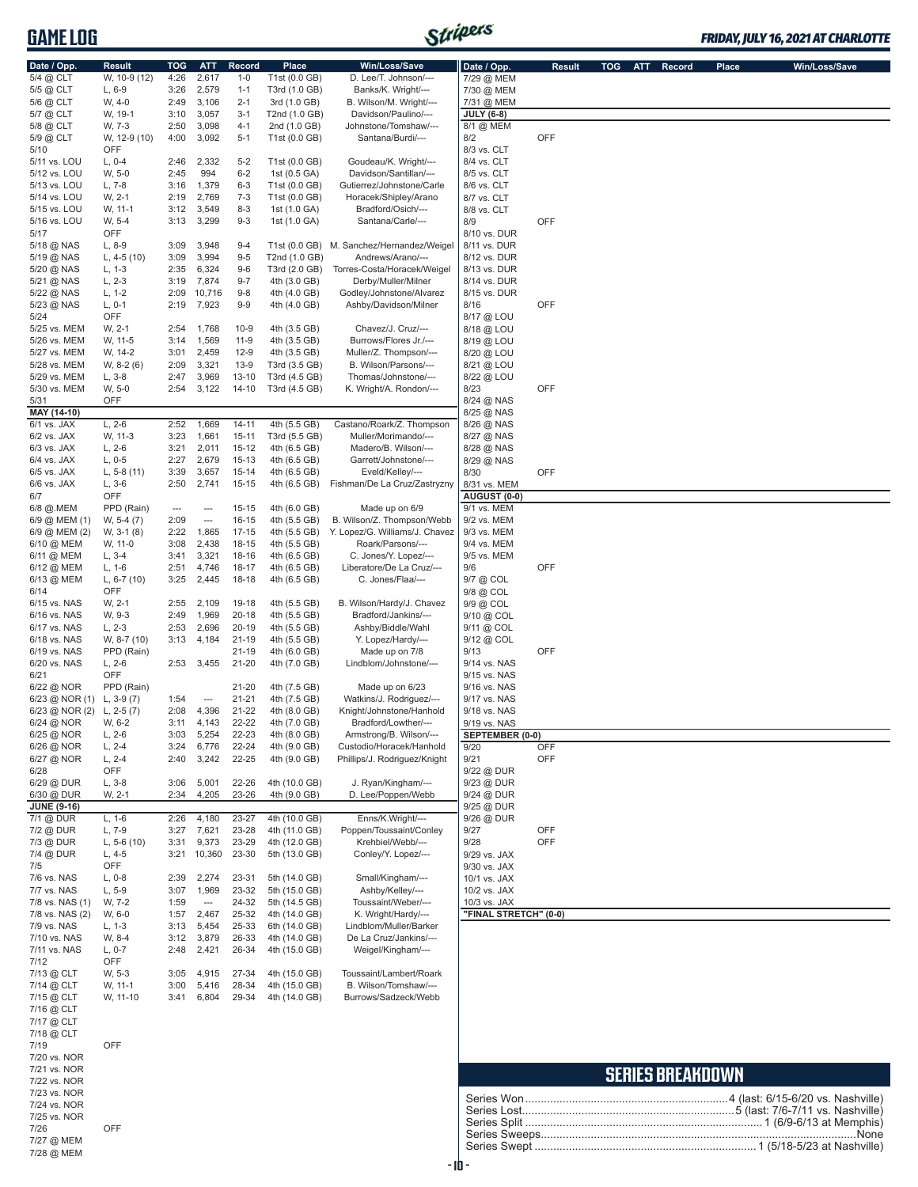# GAME LOG

*FRIDAY, JULY 16, 2021 AT CHARLOTTE*

| Date / Opp. | Result | TOG | ATT | Record | Place | Win/Loss/Save |
|---|---|---|---|---|---|---|
| 5/4 @ CLT | W, 10-9 (12) | 4:26 | 2,617 | 1-0 | T1st (0.0 GB) | D. Lee/T. Johnson/--- |
| 5/5 @ CLT | L, 6-9 | 3:26 | 2,579 | 1-1 | T3rd (1.0 GB) | Banks/K. Wright/--- |
| 5/6 @ CLT | W, 4-0 | 2:49 | 3,106 | 2-1 | 3rd (1.0 GB) | B. Wilson/M. Wright/--- |
| 5/7 @ CLT | W, 19-1 | 3:10 | 3,057 | 3-1 | T2nd (1.0 GB) | Davidson/Paulino/--- |
| 5/8 @ CLT | W, 7-3 | 2:50 | 3,098 | 4-1 | 2nd (1.0 GB) | Johnstone/Tomshaw/--- |
| 5/9 @ CLT | W, 12-9 (10) | 4:00 | 3,092 | 5-1 | T1st (0.0 GB) | Santana/Burdi/--- |
| 5/10 | OFF | | | | | |
| 5/11 vs. LOU | L, 0-4 | 2:46 | 2,332 | 5-2 | T1st (0.0 GB) | Goudeau/K. Wright/--- |
| 5/12 vs. LOU | W, 5-0 | 2:45 | 994 | 6-2 | 1st (0.5 GA) | Davidson/Santillan/--- |
| 5/13 vs. LOU | L, 7-8 | 3:16 | 1,379 | 6-3 | T1st (0.0 GB) | Gutierrez/Johnstone/Carle |
| 5/14 vs. LOU | W, 2-1 | 2:19 | 2,769 | 7-3 | T1st (0.0 GB) | Horacek/Shipley/Arano |
| 5/15 vs. LOU | W, 11-1 | 3:12 | 3,549 | 8-3 | 1st (1.0 GA) | Bradford/Osich/--- |
| 5/16 vs. LOU | W, 5-4 | 3:13 | 3,299 | 9-3 | 1st (1.0 GA) | Santana/Carle/--- |
| 5/17 | OFF | | | | | |
| 5/18 @ NAS | L, 8-9 | 3:09 | 3,948 | 9-4 | T1st (0.0 GB) | M. Sanchez/Hernandez/Weigel |
| 5/19 @ NAS | L, 4-5 (10) | 3:09 | 3,994 | 9-5 | T2nd (1.0 GB) | Andrews/Arano/--- |
| 5/20 @ NAS | L, 1-3 | 2:35 | 6,324 | 9-6 | T3rd (2.0 GB) | Torres-Costa/Horacek/Weigel |
| 5/21 @ NAS | L, 2-3 | 3:19 | 7,874 | 9-7 | 4th (3.0 GB) | Derby/Muller/Milner |
| 5/22 @ NAS | L, 1-2 | 2:09 | 10,716 | 9-8 | 4th (4.0 GB) | Godley/Johnstone/Alvarez |
| 5/23 @ NAS | L, 0-1 | 2:19 | 7,923 | 9-9 | 4th (4.0 GB) | Ashby/Davidson/Milner |
| 5/24 | OFF | | | | | |
| 5/25 vs. MEM | W, 2-1 | 2:54 | 1,768 | 10-9 | 4th (3.5 GB) | Chavez/J. Cruz/--- |
| 5/26 vs. MEM | W, 11-5 | 3:14 | 1,569 | 11-9 | 4th (3.5 GB) | Burrows/Flores Jr./--- |
| 5/27 vs. MEM | W, 14-2 | 3:01 | 2,459 | 12-9 | 4th (3.5 GB) | Muller/Z. Thompson/--- |
| 5/28 vs. MEM | W, 8-2 (6) | 2:09 | 3,321 | 13-9 | T3rd (3.5 GB) | B. Wilson/Parsons/--- |
| 5/29 vs. MEM | L, 3-8 | 2:47 | 3,969 | 13-10 | T3rd (4.5 GB) | Thomas/Johnstone/--- |
| 5/30 vs. MEM | W, 5-0 | 2:54 | 3,122 | 14-10 | T3rd (4.5 GB) | K. Wright/A. Rondon/--- |
| 5/31 | OFF | | | | | |
| **MAY (14-10)** | | | | | | |
| 6/1 vs. JAX | L, 2-6 | 2:52 | 1,669 | 14-11 | 4th (5.5 GB) | Castano/Roark/Z. Thompson |
| 6/2 vs. JAX | W, 11-3 | 3:23 | 1,661 | 15-11 | T3rd (5.5 GB) | Muller/Morimando/--- |
| 6/3 vs. JAX | L, 2-6 | 3:21 | 2,011 | 15-12 | 4th (6.5 GB) | Madero/B. Wilson/--- |
| 6/4 vs. JAX | L, 0-5 | 2:27 | 2,679 | 15-13 | 4th (6.5 GB) | Garrett/Johnstone/--- |
| 6/5 vs. JAX | L, 5-8 (11) | 3:39 | 3,657 | 15-14 | 4th (6.5 GB) | Eveld/Kelley/--- |
| 6/6 vs. JAX | L, 3-6 | 2:50 | 2,741 | 15-15 | 4th (6.5 GB) | Fishman/De La Cruz/Zastryzny |
| 6/7 | OFF | | | | | |
| 6/8 @ MEM | PPD (Rain) | --- | --- | 15-15 | 4th (6.0 GB) | Made up on 6/9 |
| 6/9 @ MEM (1) | W, 5-4 (7) | 2:09 | --- | 16-15 | 4th (5.5 GB) | B. Wilson/Z. Thompson/Webb |
| 6/9 @ MEM (2) | W, 3-1 (8) | 2:22 | 1,865 | 17-15 | 4th (5.5 GB) | Y. Lopez/G. Williams/J. Chavez |
| 6/10 @ MEM | W, 11-0 | 3:08 | 2,438 | 18-15 | 4th (5.5 GB) | Roark/Parsons/--- |
| 6/11 @ MEM | L, 3-4 | 3:41 | 3,321 | 18-16 | 4th (6.5 GB) | C. Jones/Y. Lopez/--- |
| 6/12 @ MEM | L, 1-6 | 2:51 | 4,746 | 18-17 | 4th (6.5 GB) | Liberatore/De La Cruz/--- |
| 6/13 @ MEM | L, 6-7 (10) | 3:25 | 2,445 | 18-18 | 4th (6.5 GB) | C. Jones/Flaa/--- |
| 6/14 | OFF | | | | | |
| 6/15 vs. NAS | W, 2-1 | 2:55 | 2,109 | 19-18 | 4th (5.5 GB) | B. Wilson/Hardy/J. Chavez |
| 6/16 vs. NAS | W, 9-3 | 2:49 | 1,969 | 20-18 | 4th (5.5 GB) | Bradford/Jankins/--- |
| 6/17 vs. NAS | L, 2-3 | 2:53 | 2,696 | 20-19 | 4th (5.5 GB) | Ashby/Biddle/Wahl |
| 6/18 vs. NAS | W, 8-7 (10) | 3:13 | 4,184 | 21-19 | 4th (5.5 GB) | Y. Lopez/Hardy/--- |
| 6/19 vs. NAS | PPD (Rain) | | | 21-19 | 4th (6.0 GB) | Made up on 7/8 |
| 6/20 vs. NAS | L, 2-6 | 2:53 | 3,455 | 21-20 | 4th (7.0 GB) | Lindblom/Johnstone/--- |
| 6/21 | OFF | | | | | |
| 6/22 @ NOR | PPD (Rain) | | | 21-20 | 4th (7.5 GB) | Made up on 6/23 |
| 6/23 @ NOR (1) | L, 3-9 (7) | 1:54 | --- | 21-21 | 4th (7.5 GB) | Watkins/J. Rodriguez/--- |
| 6/23 @ NOR (2) | L, 2-5 (7) | 2:08 | 4,396 | 21-22 | 4th (8.0 GB) | Knight/Johnstone/Hanhold |
| 6/24 @ NOR | W, 6-2 | 3:11 | 4,143 | 22-22 | 4th (7.0 GB) | Bradford/Lowther/--- |
| 6/25 @ NOR | L, 2-6 | 3:03 | 5,254 | 22-23 | 4th (8.0 GB) | Armstrong/B. Wilson/--- |
| 6/26 @ NOR | L, 2-4 | 3:24 | 6,776 | 22-24 | 4th (9.0 GB) | Custodio/Horacek/Hanhold |
| 6/27 @ NOR | L, 2-4 | 2:40 | 3,242 | 22-25 | 4th (9.0 GB) | Phillips/J. Rodriguez/Knight |
| 6/28 | OFF | | | | | |
| 6/29 @ DUR | L, 3-8 | 3:06 | 5,001 | 22-26 | 4th (10.0 GB) | J. Ryan/Kingham/--- |
| 6/30 @ DUR | W, 2-1 | 2:34 | 4,205 | 23-26 | 4th (9.0 GB) | D. Lee/Poppen/Webb |
| **JUNE (9-16)** | | | | | | |
| 7/1 @ DUR | L, 1-6 | 2:26 | 4,180 | 23-27 | 4th (10.0 GB) | Enns/K.Wright/--- |
| 7/2 @ DUR | L, 7-9 | 3:27 | 7,621 | 23-28 | 4th (11.0 GB) | Poppen/Toussaint/Conley |
| 7/3 @ DUR | L, 5-6 (10) | 3:31 | 9,373 | 23-29 | 4th (12.0 GB) | Krehbiel/Webb/--- |
| 7/4 @ DUR | L, 4-5 | 3:21 | 10,360 | 23-30 | 5th (13.0 GB) | Conley/Y. Lopez/--- |
| 7/5 | OFF | | | | | |
| 7/6 vs. NAS | L, 0-8 | 2:39 | 2,274 | 23-31 | 5th (14.0 GB) | Small/Kingham/--- |
| 7/7 vs. NAS | L, 5-9 | 3:07 | 1,969 | 23-32 | 5th (15.0 GB) | Ashby/Kelley/--- |
| 7/8 vs. NAS (1) | W, 7-2 | 1:59 | --- | 24-32 | 5th (14.5 GB) | Toussaint/Weber/--- |
| 7/8 vs. NAS (2) | W, 6-0 | 1:57 | 2,467 | 25-32 | 4th (14.0 GB) | K. Wright/Hardy/--- |
| 7/9 vs. NAS | L, 1-3 | 3:13 | 5,454 | 25-33 | 6th (14.0 GB) | Lindblom/Muller/Barker |
| 7/10 vs. NAS | W, 8-4 | 3:12 | 3,879 | 26-33 | 4th (14.0 GB) | De La Cruz/Jankins/--- |
| 7/11 vs. NAS | L, 0-7 | 2:48 | 2,421 | 26-34 | 4th (15.0 GB) | Weigel/Kingham/--- |
| 7/12 | OFF | | | | | |
| 7/13 @ CLT | W, 5-3 | 3:05 | 4,915 | 27-34 | 4th (15.0 GB) | Toussaint/Lambert/Roark |
| 7/14 @ CLT | W, 11-1 | 3:00 | 5,416 | 28-34 | 4th (15.0 GB) | B. Wilson/Tomshaw/--- |
| 7/15 @ CLT | W, 11-10 | 3:41 | 6,804 | 29-34 | 4th (14.0 GB) | Burrows/Sadzeck/Webb |
| 7/16 @ CLT | | | | | | |
| 7/17 @ CLT | | | | | | |
| 7/18 @ CLT | | | | | | |
| 7/19 | OFF | | | | | |
| 7/20 vs. NOR | | | | | | |
| 7/21 vs. NOR | | | | | | |
| 7/22 vs. NOR | | | | | | |
| 7/23 vs. NOR | | | | | | |
| 7/24 vs. NOR | | | | | | |
| 7/25 vs. NOR | | | | | | |
| 7/26 | OFF | | | | | |
| 7/27 @ MEM | | | | | | |
| 7/28 @ MEM | | | | | | |
| 7/29 @ MEM | | | | | | |
| 7/30 @ MEM | | | | | | |
| 7/31 @ MEM | | | | | | |
| **JULY (6-8)** | | | | | | |
| 8/1 @ MEM | | | | | | |
| 8/2 | OFF | | | | | |
| 8/3 vs. CLT | | | | | | |
| 8/4 vs. CLT | | | | | | |
| 8/5 vs. CLT | | | | | | |
| 8/6 vs. CLT | | | | | | |
| 8/7 vs. CLT | | | | | | |
| 8/8 vs. CLT | | | | | | |
| 8/9 | OFF | | | | | |
| 8/10 vs. DUR | | | | | | |
| 8/11 vs. DUR | | | | | | |
| 8/12 vs. DUR | | | | | | |
| 8/13 vs. DUR | | | | | | |
| 8/14 vs. DUR | | | | | | |
| 8/15 vs. DUR | | | | | | |
| 8/16 | OFF | | | | | |
| 8/17 @ LOU | | | | | | |
| 8/18 @ LOU | | | | | | |
| 8/19 @ LOU | | | | | | |
| 8/20 @ LOU | | | | | | |
| 8/21 @ LOU | | | | | | |
| 8/22 @ LOU | | | | | | |
| 8/23 | OFF | | | | | |
| 8/24 @ NAS | | | | | | |
| 8/25 @ NAS | | | | | | |
| 8/26 @ NAS | | | | | | |
| 8/27 @ NAS | | | | | | |
| 8/28 @ NAS | | | | | | |
| 8/29 @ NAS | | | | | | |
| 8/30 | OFF | | | | | |
| 8/31 vs. MEM | | | | | | |
| **AUGUST (0-0)** | | | | | | |
| 9/1 vs. MEM | | | | | | |
| 9/2 vs. MEM | | | | | | |
| 9/3 vs. MEM | | | | | | |
| 9/4 vs. MEM | | | | | | |
| 9/5 vs. MEM | | | | | | |
| 9/6 | OFF | | | | | |
| 9/7 @ COL | | | | | | |
| 9/8 @ COL | | | | | | |
| 9/9 @ COL | | | | | | |
| 9/10 @ COL | | | | | | |
| 9/11 @ COL | | | | | | |
| 9/12 @ COL | | | | | | |
| 9/13 | OFF | | | | | |
| 9/14 vs. NAS | | | | | | |
| 9/15 vs. NAS | | | | | | |
| 9/16 vs. NAS | | | | | | |
| 9/17 vs. NAS | | | | | | |
| 9/18 vs. NAS | | | | | | |
| 9/19 vs. NAS | | | | | | |
| **SEPTEMBER (0-0)** | | | | | | |
| 9/20 | OFF | | | | | |
| 9/21 | OFF | | | | | |
| 9/22 @ DUR | | | | | | |
| 9/23 @ DUR | | | | | | |
| 9/24 @ DUR | | | | | | |
| 9/25 @ DUR | | | | | | |
| 9/26 @ DUR | | | | | | |
| 9/27 | OFF | | | | | |
| 9/28 | OFF | | | | | |
| 9/29 vs. JAX | | | | | | |
| 9/30 vs. JAX | | | | | | |
| 10/1 vs. JAX | | | | | | |
| 10/2 vs. JAX | | | | | | |
| 10/3 vs. JAX | | | | | | |
| **"FINAL STRETCH" (0-0)** | | | | | | |

## SERIES BREAKDOWN

Series Won..........4 (last: 6/15-6/20 vs. Nashville)
Series Lost..........5 (last: 7/6-7/11 vs. Nashville)
Series Split..........1 (6/9-6/13 at Memphis)
Series Sweeps..........None
Series Swept..........1 (5/18-5/23 at Nashville)